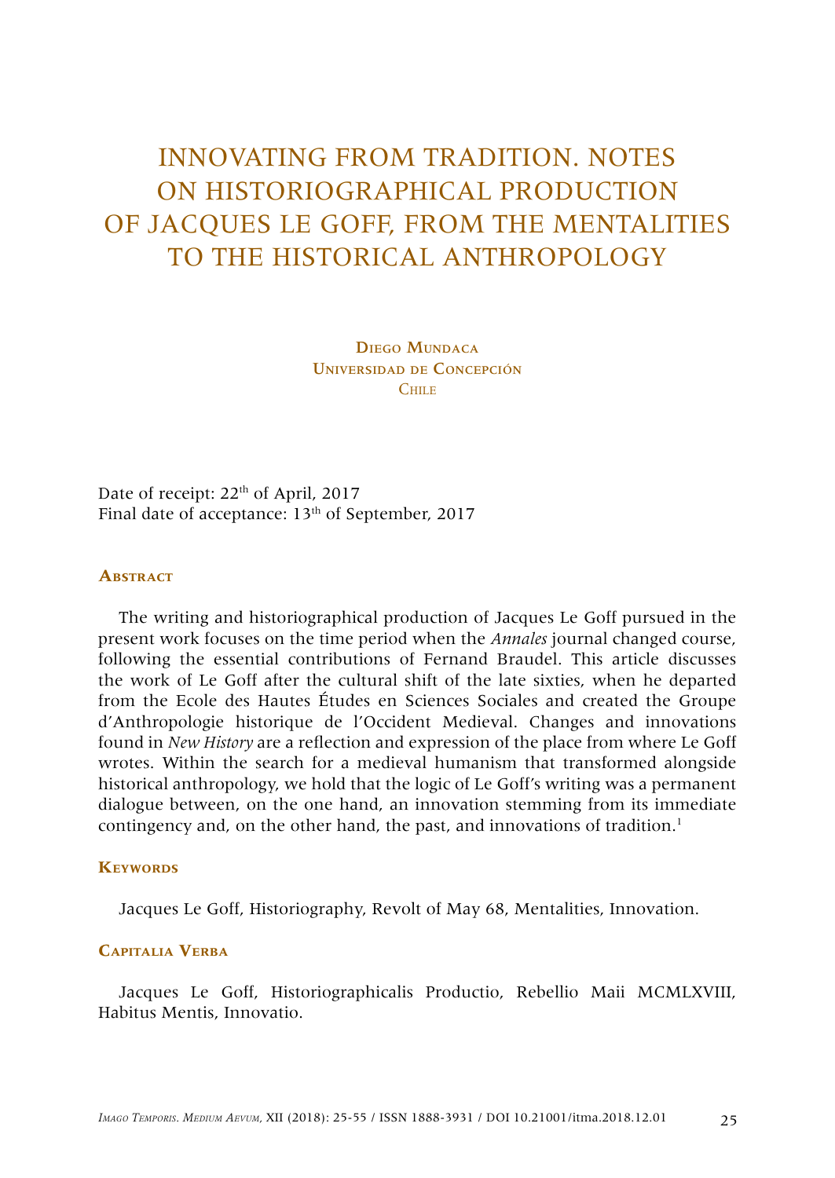# INNOVATING FROM TRADITION. NOTES ON HISTORIOGRAPHICAL PRODUCTION OF JACQUES LE GOFF, FROM THE MENTALITIES TO THE HISTORICAL ANTHROPOLOGY

**Diego Mundaca**
**Universidad de Concepción**
**Chile**

Date of receipt: 22th of April, 2017
Final date of acceptance: 13th of September, 2017

## Abstract

The writing and historiographical production of Jacques Le Goff pursued in the present work focuses on the time period when the *Annales* journal changed course, following the essential contributions of Fernand Braudel. This article discusses the work of Le Goff after the cultural shift of the late sixties, when he departed from the Ecole des Hautes Études en Sciences Sociales and created the Groupe d'Anthropologie historique de l'Occident Medieval. Changes and innovations found in *New History* are a reflection and expression of the place from where Le Goff wrotes. Within the search for a medieval humanism that transformed alongside historical anthropology, we hold that the logic of Le Goff's writing was a permanent dialogue between, on the one hand, an innovation stemming from its immediate contingency and, on the other hand, the past, and innovations of tradition.[1]

## Keywords

Jacques Le Goff, Historiography, Revolt of May 68, Mentalities, Innovation.

## Capitalia Verba

Jacques Le Goff, Historiographicalis Productio, Rebellio Maii MCMLXVIII, Habitus Mentis, Innovatio.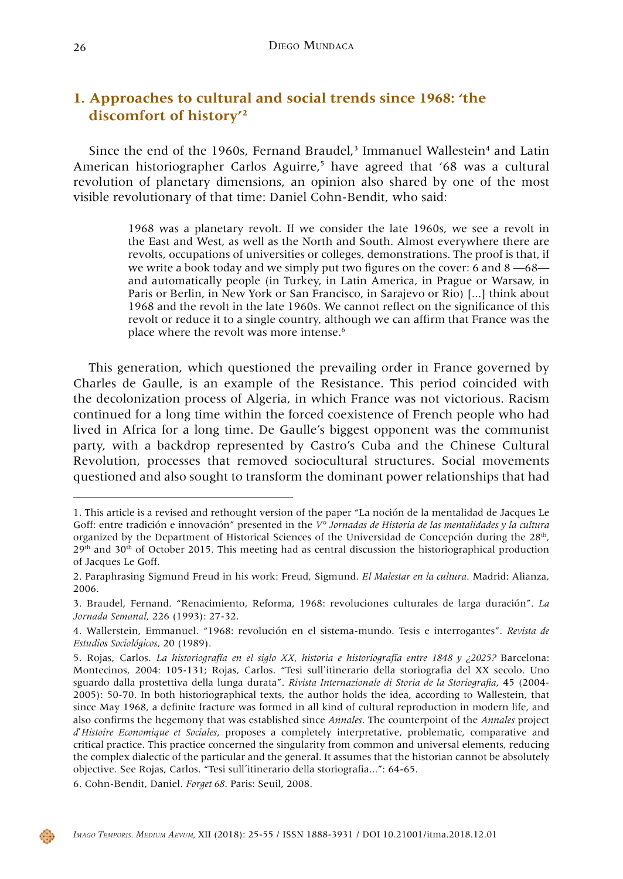## 1. Approaches to cultural and social trends since 1968: 'the discomfort of history'[2]

Since the end of the 1960s, Fernand Braudel,[3] Immanuel Wallestein[4] and Latin American historiographer Carlos Aguirre,[5] have agreed that '68 was a cultural revolution of planetary dimensions, an opinion also shared by one of the most visible revolutionary of that time: Daniel Cohn-Bendit, who said:

> 1968 was a planetary revolt. If we consider the late 1960s, we see a revolt in the East and West, as well as the North and South. Almost everywhere there are revolts, occupations of universities or colleges, demonstrations. The proof is that, if we write a book today and we simply put two figures on the cover: 6 and 8 —68— and automatically people (in Turkey, in Latin America, in Prague or Warsaw, in Paris or Berlin, in New York or San Francisco, in Sarajevo or Rio) [...] think about 1968 and the revolt in the late 1960s. We cannot reflect on the significance of this revolt or reduce it to a single country, although we can affirm that France was the place where the revolt was more intense.[6]

This generation, which questioned the prevailing order in France governed by Charles de Gaulle, is an example of the Resistance. This period coincided with the decolonization process of Algeria, in which France was not victorious. Racism continued for a long time within the forced coexistence of French people who had lived in Africa for a long time. De Gaulle's biggest opponent was the communist party, with a backdrop represented by Castro's Cuba and the Chinese Cultural Revolution, processes that removed sociocultural structures. Social movements questioned and also sought to transform the dominant power relationships that had

---

1. This article is a revised and rethought version of the paper "La noción de la mentalidad de Jacques Le Goff: entre tradición e innovación" presented in the *V° Jornadas de Historia de las mentalidades y la cultura* organized by the Department of Historical Sciences of the Universidad de Concepción during the 28th, 29th and 30th of October 2015. This meeting had as central discussion the historiographical production of Jacques Le Goff.

2. Paraphrasing Sigmund Freud in his work: Freud, Sigmund. *El Malestar en la cultura*. Madrid: Alianza, 2006.

3. Braudel, Fernand. "Renacimiento, Reforma, 1968: revoluciones culturales de larga duración". *La Jornada Semanal*, 226 (1993): 27-32.

4. Wallerstein, Emmanuel. "1968: revolución en el sistema-mundo. Tesis e interrogantes". *Revista de Estudios Sociológicos*, 20 (1989).

5. Rojas, Carlos. *La historiografía en el siglo XX, historia e historiografía entre 1848 y ¿2025?* Barcelona: Montecinos, 2004: 105-131; Rojas, Carlos. "Tesi sull'itinerario della storiografia del XX secolo. Uno sguardo dalla prostettiva della lunga durata". *Rivista Internazionale di Storia de la Storiografia*, 45 (2004-2005): 50-70. In both historiographical texts, the author holds the idea, according to Wallestein, that since May 1968, a definite fracture was formed in all kind of cultural reproduction in modern life, and also confirms the hegemony that was established since *Annales*. The counterpoint of the *Annales* project *d'Histoire Economique et Sociales*, proposes a completely interpretative, problematic, comparative and critical practice. This practice concerned the singularity from common and universal elements, reducing the complex dialectic of the particular and the general. It assumes that the historian cannot be absolutely objective. See Rojas, Carlos. "Tesi sull'itinerario della storiografia...": 64-65.

6. Cohn-Bendit, Daniel. *Forget 68*. Paris: Seuil, 2008.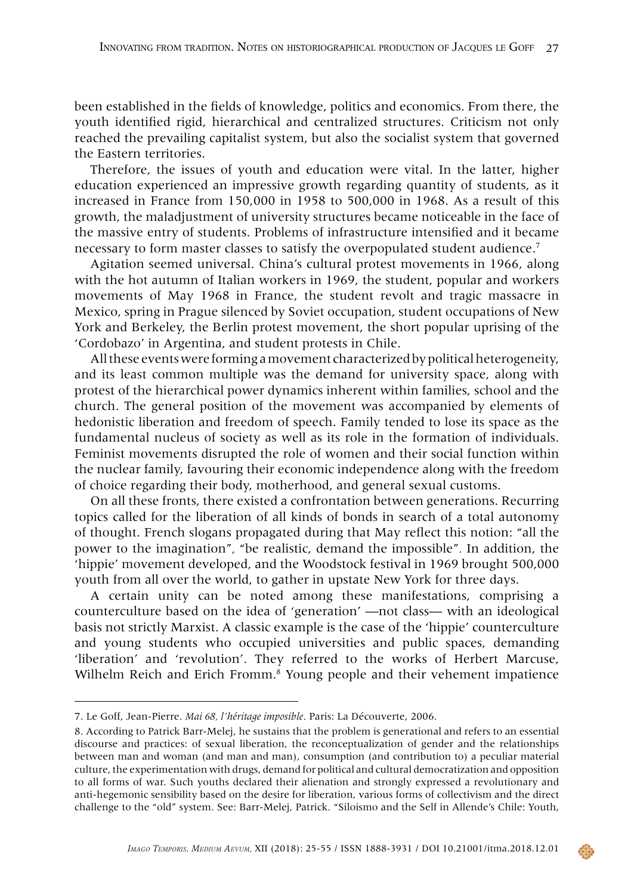been established in the fields of knowledge, politics and economics. From there, the youth identified rigid, hierarchical and centralized structures. Criticism not only reached the prevailing capitalist system, but also the socialist system that governed the Eastern territories.

Therefore, the issues of youth and education were vital. In the latter, higher education experienced an impressive growth regarding quantity of students, as it increased in France from 150,000 in 1958 to 500,000 in 1968. As a result of this growth, the maladjustment of university structures became noticeable in the face of the massive entry of students. Problems of infrastructure intensified and it became necessary to form master classes to satisfy the overpopulated student audience.[7]

Agitation seemed universal. China's cultural protest movements in 1966, along with the hot autumn of Italian workers in 1969, the student, popular and workers movements of May 1968 in France, the student revolt and tragic massacre in Mexico, spring in Prague silenced by Soviet occupation, student occupations of New York and Berkeley, the Berlin protest movement, the short popular uprising of the 'Cordobazo' in Argentina, and student protests in Chile.

All these events were forming a movement characterized by political heterogeneity, and its least common multiple was the demand for university space, along with protest of the hierarchical power dynamics inherent within families, school and the church. The general position of the movement was accompanied by elements of hedonistic liberation and freedom of speech. Family tended to lose its space as the fundamental nucleus of society as well as its role in the formation of individuals. Feminist movements disrupted the role of women and their social function within the nuclear family, favouring their economic independence along with the freedom of choice regarding their body, motherhood, and general sexual customs.

On all these fronts, there existed a confrontation between generations. Recurring topics called for the liberation of all kinds of bonds in search of a total autonomy of thought. French slogans propagated during that May reflect this notion: "all the power to the imagination", "be realistic, demand the impossible". In addition, the 'hippie' movement developed, and the Woodstock festival in 1969 brought 500,000 youth from all over the world, to gather in upstate New York for three days.

A certain unity can be noted among these manifestations, comprising a counterculture based on the idea of 'generation' —not class— with an ideological basis not strictly Marxist. A classic example is the case of the 'hippie' counterculture and young students who occupied universities and public spaces, demanding 'liberation' and 'revolution'. They referred to the works of Herbert Marcuse, Wilhelm Reich and Erich Fromm.[8] Young people and their vehement impatience

---

7. Le Goff, Jean-Pierre. *Mai 68, l'héritage imposible*. Paris: La Découverte, 2006.

8. According to Patrick Barr-Melej, he sustains that the problem is generational and refers to an essential discourse and practices: of sexual liberation, the reconceptualization of gender and the relationships between man and woman (and man and man), consumption (and contribution to) a peculiar material culture, the experimentation with drugs, demand for political and cultural democratization and opposition to all forms of war. Such youths declared their alienation and strongly expressed a revolutionary and anti-hegemonic sensibility based on the desire for liberation, various forms of collectivism and the direct challenge to the "old" system. See: Barr-Melej, Patrick. "Siloismo and the Self in Allende's Chile: Youth,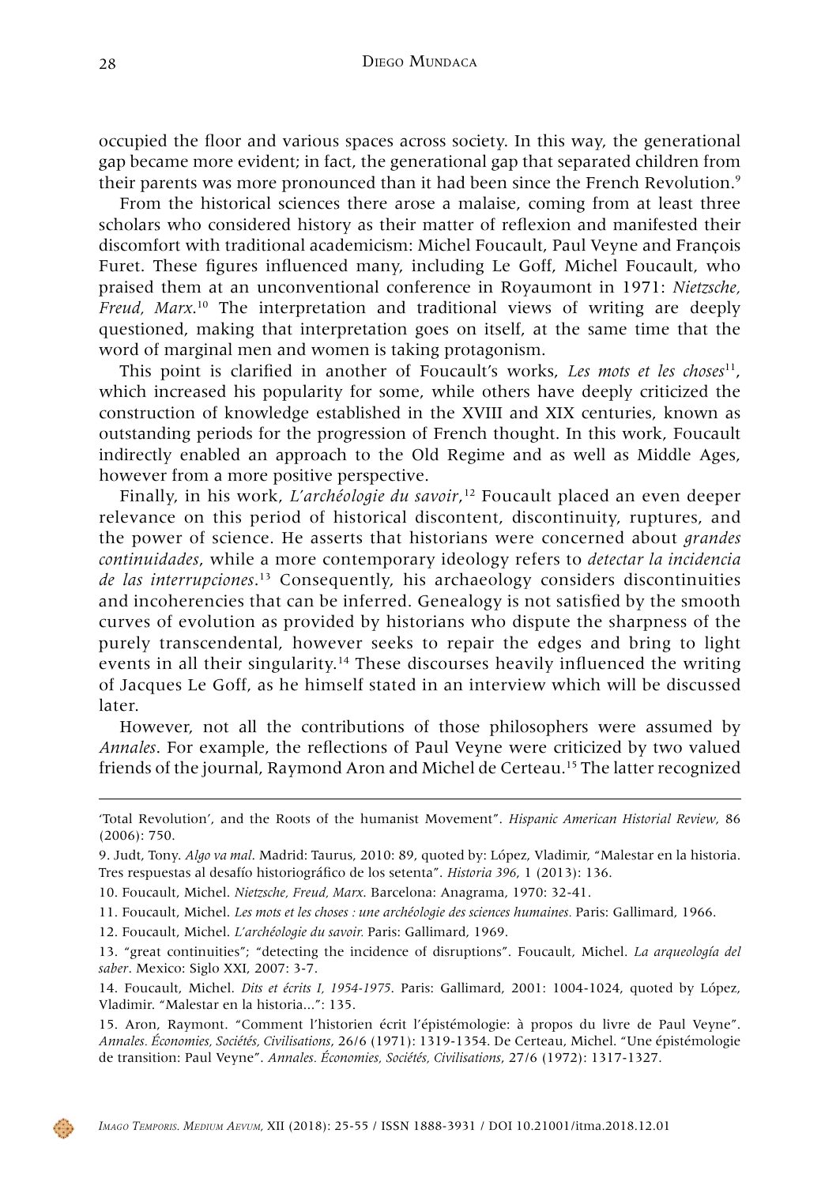occupied the floor and various spaces across society. In this way, the generational gap became more evident; in fact, the generational gap that separated children from their parents was more pronounced than it had been since the French Revolution.[9]

From the historical sciences there arose a malaise, coming from at least three scholars who considered history as their matter of reflexion and manifested their discomfort with traditional academicism: Michel Foucault, Paul Veyne and François Furet. These figures influenced many, including Le Goff, Michel Foucault, who praised them at an unconventional conference in Royaumont in 1971: *Nietzsche, Freud, Marx*.[10] The interpretation and traditional views of writing are deeply questioned, making that interpretation goes on itself, at the same time that the word of marginal men and women is taking protagonism.

This point is clarified in another of Foucault's works, *Les mots et les choses*[11], which increased his popularity for some, while others have deeply criticized the construction of knowledge established in the XVIII and XIX centuries, known as outstanding periods for the progression of French thought. In this work, Foucault indirectly enabled an approach to the Old Regime and as well as Middle Ages, however from a more positive perspective.

Finally, in his work, *L'archéologie du savoir*,[12] Foucault placed an even deeper relevance on this period of historical discontent, discontinuity, ruptures, and the power of science. He asserts that historians were concerned about *grandes continuidades*, while a more contemporary ideology refers to *detectar la incidencia de las interrupciones*.[13] Consequently, his archaeology considers discontinuities and incoherencies that can be inferred. Genealogy is not satisfied by the smooth curves of evolution as provided by historians who dispute the sharpness of the purely transcendental, however seeks to repair the edges and bring to light events in all their singularity.[14] These discourses heavily influenced the writing of Jacques Le Goff, as he himself stated in an interview which will be discussed later.

However, not all the contributions of those philosophers were assumed by *Annales*. For example, the reflections of Paul Veyne were criticized by two valued friends of the journal, Raymond Aron and Michel de Certeau.[15] The latter recognized

---

'Total Revolution', and the Roots of the humanist Movement". *Hispanic American Historial Review*, 86 (2006): 750.

9. Judt, Tony. *Algo va mal*. Madrid: Taurus, 2010: 89, quoted by: López, Vladimir, "Malestar en la historia. Tres respuestas al desafío historiográfico de los setenta". *Historia 396*, 1 (2013): 136.

10. Foucault, Michel. *Nietzsche, Freud, Marx*. Barcelona: Anagrama, 1970: 32-41.

11. Foucault, Michel. *Les mots et les choses : une archéologie des sciences humaines*. Paris: Gallimard, 1966.

12. Foucault, Michel. *L'archéologie du savoir*. Paris: Gallimard, 1969.

13. "great continuities"; "detecting the incidence of disruptions". Foucault, Michel. *La arqueología del saber*. Mexico: Siglo XXI, 2007: 3-7.

14. Foucault, Michel. *Dits et écrits I, 1954-1975*. Paris: Gallimard, 2001: 1004-1024, quoted by López, Vladimir. "Malestar en la historia...": 135.

15. Aron, Raymont. "Comment l'historien écrit l'épistémologie: à propos du livre de Paul Veyne". *Annales. Économies, Sociétés, Civilisations*, 26/6 (1971): 1319-1354. De Certeau, Michel. "Une épistémologie de transition: Paul Veyne". *Annales. Économies, Sociétés, Civilisations*, 27/6 (1972): 1317-1327.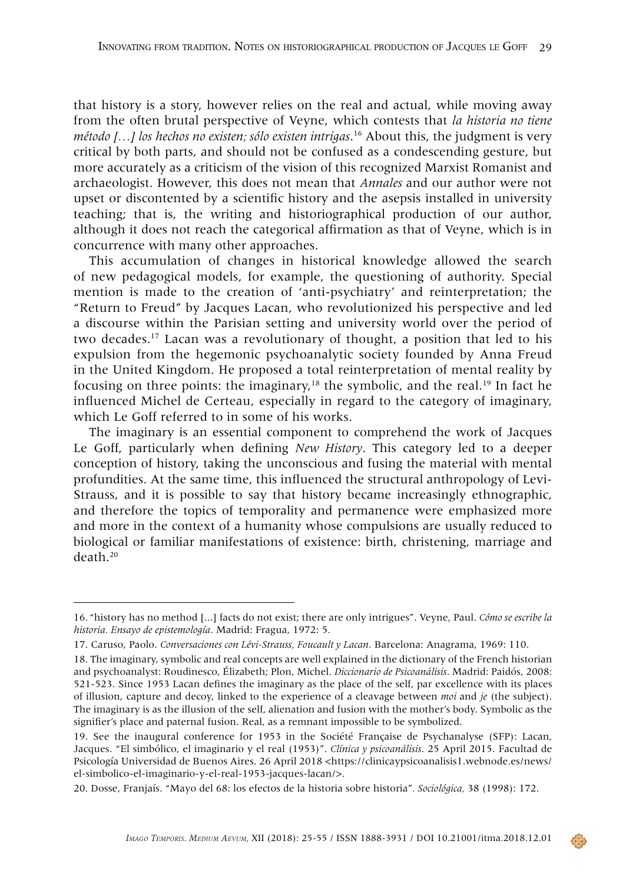that history is a story, however relies on the real and actual, while moving away from the often brutal perspective of Veyne, which contests that *la historia no tiene método […] los hechos no existen; sólo existen intrigas*.[16] About this, the judgment is very critical by both parts, and should not be confused as a condescending gesture, but more accurately as a criticism of the vision of this recognized Marxist Romanist and archaeologist. However, this does not mean that *Annales* and our author were not upset or discontented by a scientific history and the asepsis installed in university teaching; that is, the writing and historiographical production of our author, although it does not reach the categorical affirmation as that of Veyne, which is in concurrence with many other approaches.

This accumulation of changes in historical knowledge allowed the search of new pedagogical models, for example, the questioning of authority. Special mention is made to the creation of 'anti-psychiatry' and reinterpretation; the "Return to Freud" by Jacques Lacan, who revolutionized his perspective and led a discourse within the Parisian setting and university world over the period of two decades.[17] Lacan was a revolutionary of thought, a position that led to his expulsion from the hegemonic psychoanalytic society founded by Anna Freud in the United Kingdom. He proposed a total reinterpretation of mental reality by focusing on three points: the imaginary,[18] the symbolic, and the real.[19] In fact he influenced Michel de Certeau, especially in regard to the category of imaginary, which Le Goff referred to in some of his works.

The imaginary is an essential component to comprehend the work of Jacques Le Goff, particularly when defining *New History*. This category led to a deeper conception of history, taking the unconscious and fusing the material with mental profundities. At the same time, this influenced the structural anthropology of Levi-Strauss, and it is possible to say that history became increasingly ethnographic, and therefore the topics of temporality and permanence were emphasized more and more in the context of a humanity whose compulsions are usually reduced to biological or familiar manifestations of existence: birth, christening, marriage and death.[20]

---

16. "history has no method [...] facts do not exist; there are only intrigues". Veyne, Paul. *Cómo se escribe la historia. Ensayo de epistemología*. Madrid: Fragua, 1972: 5.

17. Caruso, Paolo. *Conversaciones con Lévi-Strauss, Foucault y Lacan*. Barcelona: Anagrama, 1969: 110.

18. The imaginary, symbolic and real concepts are well explained in the dictionary of the French historian and psychoanalyst: Roudinesco, Élizabeth; Plon, Michel. *Diccionario de Psicoanálisis*. Madrid: Paidós, 2008: 521-523. Since 1953 Lacan defines the imaginary as the place of the self, par excellence with its places of illusion, capture and decoy, linked to the experience of a cleavage between *moi* and *je* (the subject). The imaginary is as the illusion of the self, alienation and fusion with the mother's body. Symbolic as the signifier's place and paternal fusion. Real, as a remnant impossible to be symbolized.

19. See the inaugural conference for 1953 in the Société Française de Psychanalyse (SFP): Lacan, Jacques. "El simbólico, el imaginario y el real (1953)". *Clínica y psicoanálisis*. 25 April 2015. Facultad de Psicología Universidad de Buenos Aires. 26 April 2018 <https://clinicaypsicoanalisis1.webnode.es/news/el-simbolico-el-imaginario-y-el-real-1953-jacques-lacan/>.

20. Dosse, Franjaís. "Mayo del 68: los efectos de la historia sobre historia". *Sociológica,* 38 (1998): 172.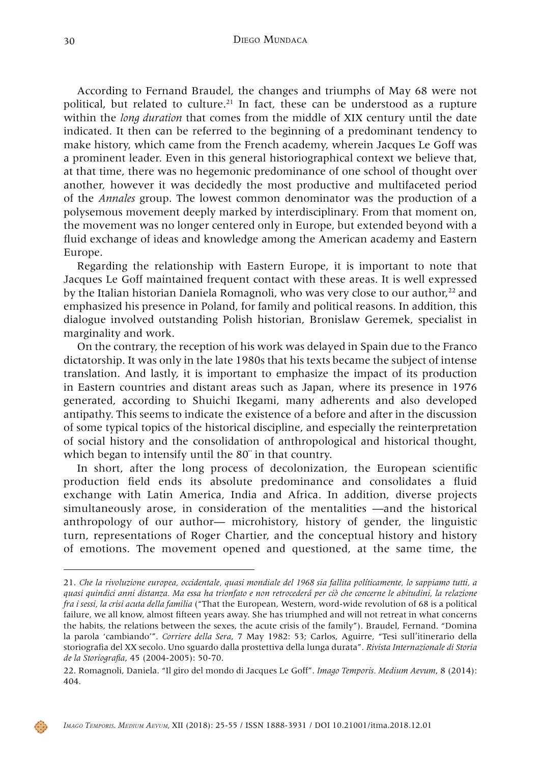According to Fernand Braudel, the changes and triumphs of May 68 were not political, but related to culture.[21] In fact, these can be understood as a rupture within the *long duration* that comes from the middle of XIX century until the date indicated. It then can be referred to the beginning of a predominant tendency to make history, which came from the French academy, wherein Jacques Le Goff was a prominent leader. Even in this general historiographical context we believe that, at that time, there was no hegemonic predominance of one school of thought over another, however it was decidedly the most productive and multifaceted period of the *Annales* group. The lowest common denominator was the production of a polysemous movement deeply marked by interdisciplinary. From that moment on, the movement was no longer centered only in Europe, but extended beyond with a fluid exchange of ideas and knowledge among the American academy and Eastern Europe.

Regarding the relationship with Eastern Europe, it is important to note that Jacques Le Goff maintained frequent contact with these areas. It is well expressed by the Italian historian Daniela Romagnoli, who was very close to our author,[22] and emphasized his presence in Poland, for family and political reasons. In addition, this dialogue involved outstanding Polish historian, Bronislaw Geremek, specialist in marginality and work.

On the contrary, the reception of his work was delayed in Spain due to the Franco dictatorship. It was only in the late 1980s that his texts became the subject of intense translation. And lastly, it is important to emphasize the impact of its production in Eastern countries and distant areas such as Japan, where its presence in 1976 generated, according to Shuichi Ikegami, many adherents and also developed antipathy. This seems to indicate the existence of a before and after in the discussion of some typical topics of the historical discipline, and especially the reinterpretation of social history and the consolidation of anthropological and historical thought, which began to intensify until the 80¨ in that country.

In short, after the long process of decolonization, the European scientific production field ends its absolute predominance and consolidates a fluid exchange with Latin America, India and Africa. In addition, diverse projects simultaneously arose, in consideration of the mentalities —and the historical anthropology of our author— microhistory, history of gender, the linguistic turn, representations of Roger Chartier, and the conceptual history and history of emotions. The movement opened and questioned, at the same time, the

---

21. *Che la rivoluzione europea, occidentale, quasi mondiale del 1968 sia fallita políticamente, lo sappiamo tutti, a quasi quindici anni distanza. Ma essa ha trionfato e non retrocederá per ciò che concerne le abitudini, la relazione fra i sessi, la crisi acuta della familia* ("That the European, Western, word-wide revolution of 68 is a political failure, we all know, almost fifteen years away. She has triumphed and will not retreat in what concerns the habits, the relations between the sexes, the acute crisis of the family"). Braudel, Fernand. "Domina la parola 'cambiando'". *Corriere della Sera*, 7 May 1982: 53; Carlos, Aguirre, "Tesi sull'itinerario della storiografia del XX secolo. Uno sguardo dalla prostettiva della lunga durata". *Rivista Internazionale di Storia de la Storiografia*, 45 (2004-2005): 50-70.

22. Romagnoli, Daniela. "Il giro del mondo di Jacques Le Goff". *Imago Temporis. Medium Aevum*, 8 (2014): 404.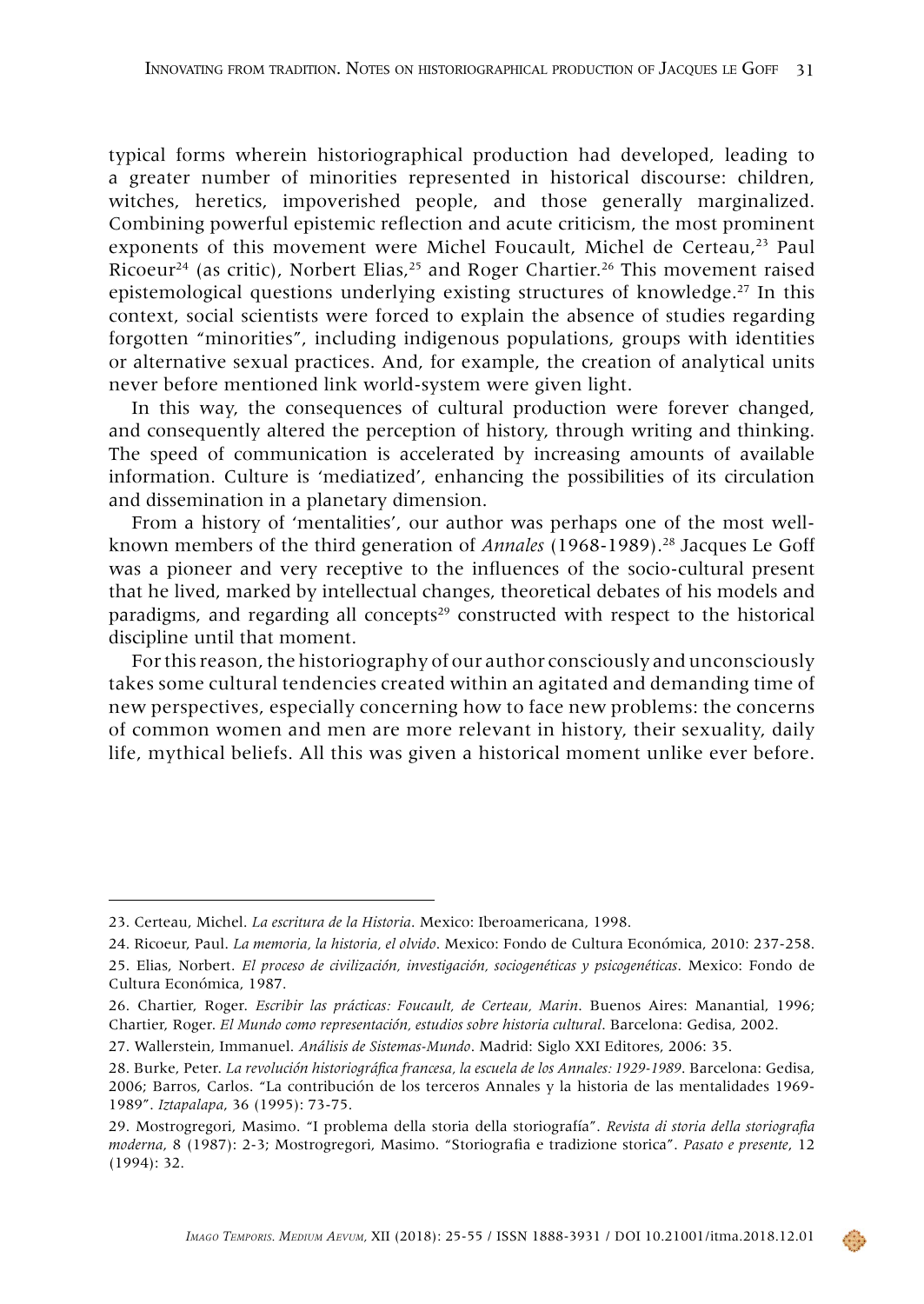typical forms wherein historiographical production had developed, leading to a greater number of minorities represented in historical discourse: children, witches, heretics, impoverished people, and those generally marginalized. Combining powerful epistemic reflection and acute criticism, the most prominent exponents of this movement were Michel Foucault, Michel de Certeau,[23] Paul Ricoeur[24] (as critic), Norbert Elias,[25] and Roger Chartier.[26] This movement raised epistemological questions underlying existing structures of knowledge.[27] In this context, social scientists were forced to explain the absence of studies regarding forgotten "minorities", including indigenous populations, groups with identities or alternative sexual practices. And, for example, the creation of analytical units never before mentioned link world-system were given light.

In this way, the consequences of cultural production were forever changed, and consequently altered the perception of history, through writing and thinking. The speed of communication is accelerated by increasing amounts of available information. Culture is 'mediatized', enhancing the possibilities of its circulation and dissemination in a planetary dimension.

From a history of 'mentalities', our author was perhaps one of the most well-known members of the third generation of *Annales* (1968-1989).[28] Jacques Le Goff was a pioneer and very receptive to the influences of the socio-cultural present that he lived, marked by intellectual changes, theoretical debates of his models and paradigms, and regarding all concepts[29] constructed with respect to the historical discipline until that moment.

For this reason, the historiography of our author consciously and unconsciously takes some cultural tendencies created within an agitated and demanding time of new perspectives, especially concerning how to face new problems: the concerns of common women and men are more relevant in history, their sexuality, daily life, mythical beliefs. All this was given a historical moment unlike ever before.

---

23. Certeau, Michel. *La escritura de la Historia*. Mexico: Iberoamericana, 1998.

24. Ricoeur, Paul. *La memoria, la historia, el olvido*. Mexico: Fondo de Cultura Económica, 2010: 237-258.

25. Elias, Norbert. *El proceso de civilización, investigación, sociogenéticas y psicogenéticas*. Mexico: Fondo de Cultura Económica, 1987.

26. Chartier, Roger. *Escribir las prácticas: Foucault, de Certeau, Marin*. Buenos Aires: Manantial, 1996; Chartier, Roger. *El Mundo como representación, estudios sobre historia cultural*. Barcelona: Gedisa, 2002.

27. Wallerstein, Immanuel. *Análisis de Sistemas-Mundo*. Madrid: Siglo XXI Editores, 2006: 35.

28. Burke, Peter. *La revolución historiográfica francesa, la escuela de los Annales: 1929-1989*. Barcelona: Gedisa, 2006; Barros, Carlos. "La contribución de los terceros Annales y la historia de las mentalidades 1969-1989". *Iztapalapa*, 36 (1995): 73-75.

29. Mostrogregori, Masimo. "I problema della storia della storiografía". *Revista di storia della storiografia moderna*, 8 (1987): 2-3; Mostrogregori, Masimo. "Storiografia e tradizione storica". *Pasato e presente*, 12 (1994): 32.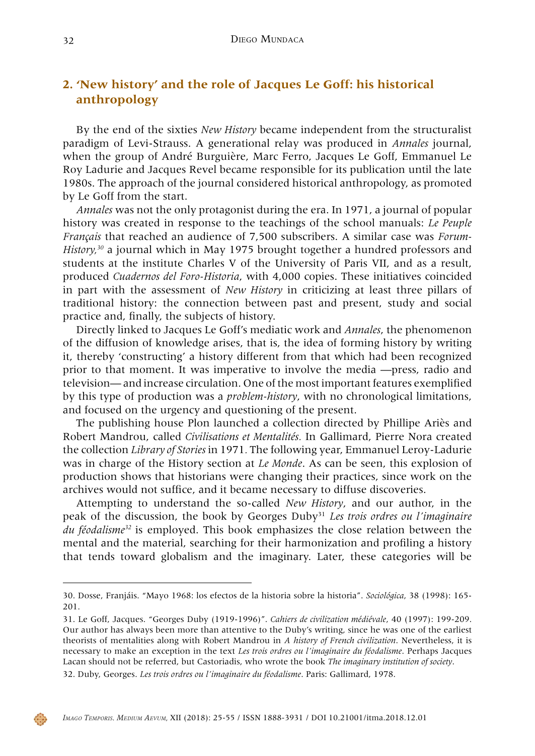## 2. 'New history' and the role of Jacques Le Goff: his historical anthropology

By the end of the sixties *New History* became independent from the structuralist paradigm of Levi-Strauss. A generational relay was produced in *Annales* journal, when the group of André Burguière, Marc Ferro, Jacques Le Goff, Emmanuel Le Roy Ladurie and Jacques Revel became responsible for its publication until the late 1980s. The approach of the journal considered historical anthropology, as promoted by Le Goff from the start.

*Annales* was not the only protagonist during the era. In 1971, a journal of popular history was created in response to the teachings of the school manuals: *Le Peuple Français* that reached an audience of 7,500 subscribers. A similar case was *Forum-History,*[30] a journal which in May 1975 brought together a hundred professors and students at the institute Charles V of the University of Paris VII, and as a result, produced *Cuadernos del Foro-Historia*, with 4,000 copies. These initiatives coincided in part with the assessment of *New History* in criticizing at least three pillars of traditional history: the connection between past and present, study and social practice and, finally, the subjects of history.

Directly linked to Jacques Le Goff's mediatic work and *Annales*, the phenomenon of the diffusion of knowledge arises, that is, the idea of forming history by writing it, thereby 'constructing' a history different from that which had been recognized prior to that moment. It was imperative to involve the media —press, radio and television— and increase circulation. One of the most important features exemplified by this type of production was a *problem-history*, with no chronological limitations, and focused on the urgency and questioning of the present.

The publishing house Plon launched a collection directed by Phillipe Ariès and Robert Mandrou, called *Civilisations et Mentalités.* In Gallimard, Pierre Nora created the collection *Library of Stories* in 1971. The following year, Emmanuel Leroy-Ladurie was in charge of the History section at *Le Monde*. As can be seen, this explosion of production shows that historians were changing their practices, since work on the archives would not suffice, and it became necessary to diffuse discoveries.

Attempting to understand the so-called *New History*, and our author, in the peak of the discussion, the book by Georges Duby[31] *Les trois ordres ou l'imaginaire du féodalisme*[32] is employed. This book emphasizes the close relation between the mental and the material, searching for their harmonization and profiling a history that tends toward globalism and the imaginary. Later, these categories will be

---

30. Dosse, Franjáis. "Mayo 1968: los efectos de la historia sobre la historia". *Sociológica,* 38 (1998): 165-201.

31. Le Goff, Jacques. "Georges Duby (1919-1996)". *Cahiers de civilization médiévale*, 40 (1997): 199-209. Our author has always been more than attentive to the Duby's writing, since he was one of the earliest theorists of mentalities along with Robert Mandrou in *A history of French civilization*. Nevertheless, it is necessary to make an exception in the text *Les trois ordres ou l'imaginaire du féodalisme*. Perhaps Jacques Lacan should not be referred, but Castoriadis, who wrote the book *The imaginary institution of society*.

32. Duby, Georges. *Les trois ordres ou l'imaginaire du féodalisme*. Paris: Gallimard, 1978.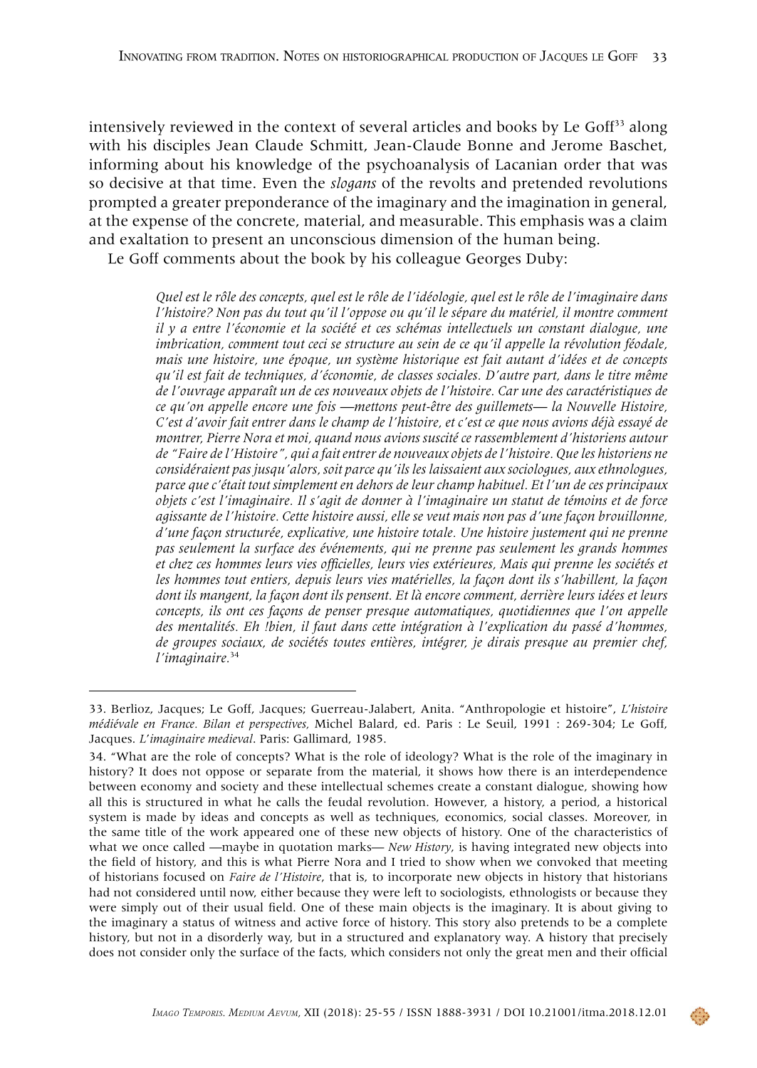intensively reviewed in the context of several articles and books by Le Goff[33] along with his disciples Jean Claude Schmitt, Jean-Claude Bonne and Jerome Baschet, informing about his knowledge of the psychoanalysis of Lacanian order that was so decisive at that time. Even the *slogans* of the revolts and pretended revolutions prompted a greater preponderance of the imaginary and the imagination in general, at the expense of the concrete, material, and measurable. This emphasis was a claim and exaltation to present an unconscious dimension of the human being.

Le Goff comments about the book by his colleague Georges Duby:

> *Quel est le rôle des concepts, quel est le rôle de l'idéologie, quel est le rôle de l'imaginaire dans l'histoire? Non pas du tout qu'il l'oppose ou qu'il le sépare du matériel, il montre comment il y a entre l'économie et la société et ces schémas intellectuels un constant dialogue, une imbrication, comment tout ceci se structure au sein de ce qu'il appelle la révolution féodale, mais une histoire, une époque, un système historique est fait autant d'idées et de concepts qu'il est fait de techniques, d'économie, de classes sociales. D'autre part, dans le titre même de l'ouvrage apparaît un de ces nouveaux objets de l'histoire. Car une des caractéristiques de ce qu'on appelle encore une fois —mettons peut-être des guillemets— la Nouvelle Histoire, C'est d'avoir fait entrer dans le champ de l'histoire, et c'est ce que nous avions déjà essayé de montrer, Pierre Nora et moi, quand nous avions suscité ce rassemblement d'historiens autour de "Faire de l'Histoire", qui a fait entrer de nouveaux objets de l'histoire. Que les historiens ne considéraient pas jusqu'alors, soit parce qu'ils les laissaient aux sociologues, aux ethnologues, parce que c'était tout simplement en dehors de leur champ habituel. Et l'un de ces principaux objets c'est l'imaginaire. Il s'agit de donner à l'imaginaire un statut de témoins et de force agissante de l'histoire. Cette histoire aussi, elle se veut mais non pas d'une façon brouillonne, d'une façon structurée, explicative, une histoire totale. Une histoire justement qui ne prenne pas seulement la surface des événements, qui ne prenne pas seulement les grands hommes et chez ces hommes leurs vies officielles, leurs vies extérieures, Mais qui prenne les sociétés et les hommes tout entiers, depuis leurs vies matérielles, la façon dont ils s'habillent, la façon dont ils mangent, la façon dont ils pensent. Et là encore comment, derrière leurs idées et leurs concepts, ils ont ces façons de penser presque automatiques, quotidiennes que l'on appelle des mentalités. Eh !bien, il faut dans cette intégration à l'explication du passé d'hommes, de groupes sociaux, de sociétés toutes entières, intégrer, je dirais presque au premier chef, l'imaginaire.*[34]

---

33. Berlioz, Jacques; Le Goff, Jacques; Guerreau-Jalabert, Anita. "Anthropologie et histoire", *L'histoire médiévale en France. Bilan et perspectives,* Michel Balard, ed. Paris : Le Seuil, 1991 : 269-304; Le Goff, Jacques. *L'imaginaire medieval*. Paris: Gallimard, 1985.

34. "What are the role of concepts? What is the role of ideology? What is the role of the imaginary in history? It does not oppose or separate from the material, it shows how there is an interdependence between economy and society and these intellectual schemes create a constant dialogue, showing how all this is structured in what he calls the feudal revolution. However, a history, a period, a historical system is made by ideas and concepts as well as techniques, economics, social classes. Moreover, in the same title of the work appeared one of these new objects of history. One of the characteristics of what we once called —maybe in quotation marks— *New History*, is having integrated new objects into the field of history, and this is what Pierre Nora and I tried to show when we convoked that meeting of historians focused on *Faire de l'Histoire*, that is, to incorporate new objects in history that historians had not considered until now, either because they were left to sociologists, ethnologists or because they were simply out of their usual field. One of these main objects is the imaginary. It is about giving to the imaginary a status of witness and active force of history. This story also pretends to be a complete history, but not in a disorderly way, but in a structured and explanatory way. A history that precisely does not consider only the surface of the facts, which considers not only the great men and their official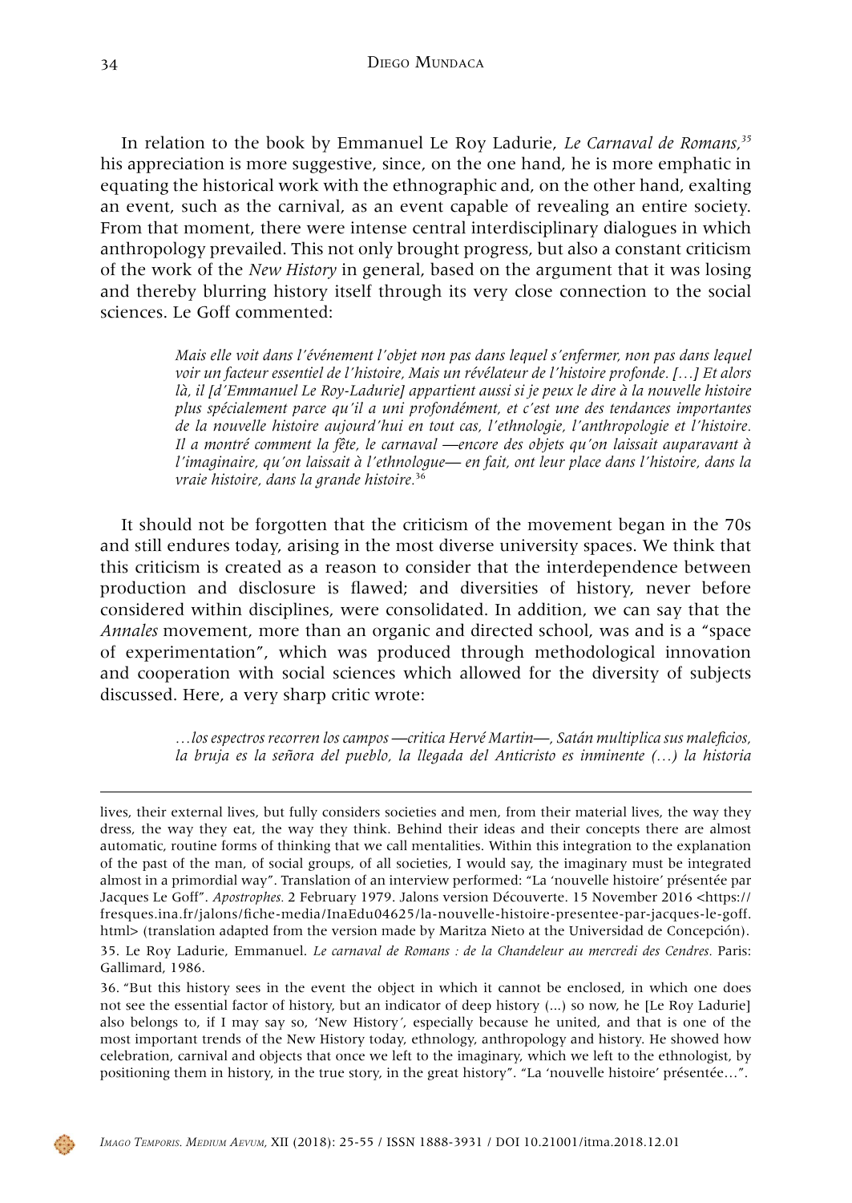In relation to the book by Emmanuel Le Roy Ladurie, *Le Carnaval de Romans,*[35] his appreciation is more suggestive, since, on the one hand, he is more emphatic in equating the historical work with the ethnographic and, on the other hand, exalting an event, such as the carnival, as an event capable of revealing an entire society. From that moment, there were intense central interdisciplinary dialogues in which anthropology prevailed. This not only brought progress, but also a constant criticism of the work of the *New History* in general, based on the argument that it was losing and thereby blurring history itself through its very close connection to the social sciences. Le Goff commented:

> *Mais elle voit dans l'événement l'objet non pas dans lequel s'enfermer, non pas dans lequel voir un facteur essentiel de l'histoire, Mais un révélateur de l'histoire profonde. […] Et alors là, il [d'Emmanuel Le Roy-Ladurie] appartient aussi si je peux le dire à la nouvelle histoire plus spécialement parce qu'il a uni profondément, et c'est une des tendances importantes de la nouvelle histoire aujourd'hui en tout cas, l'ethnologie, l'anthropologie et l'histoire. Il a montré comment la fête, le carnaval —encore des objets qu'on laissait auparavant à l'imaginaire, qu'on laissait à l'ethnologue— en fait, ont leur place dans l'histoire, dans la vraie histoire, dans la grande histoire.*[36]

It should not be forgotten that the criticism of the movement began in the 70s and still endures today, arising in the most diverse university spaces. We think that this criticism is created as a reason to consider that the interdependence between production and disclosure is flawed; and diversities of history, never before considered within disciplines, were consolidated. In addition, we can say that the *Annales* movement, more than an organic and directed school, was and is a "space of experimentation", which was produced through methodological innovation and cooperation with social sciences which allowed for the diversity of subjects discussed. Here, a very sharp critic wrote:

> *…los espectros recorren los campos —critica Hervé Martin—, Satán multiplica sus maleficios, la bruja es la señora del pueblo, la llegada del Anticristo es inminente (…) la historia*

---

lives, their external lives, but fully considers societies and men, from their material lives, the way they dress, the way they eat, the way they think. Behind their ideas and their concepts there are almost automatic, routine forms of thinking that we call mentalities. Within this integration to the explanation of the past of the man, of social groups, of all societies, I would say, the imaginary must be integrated almost in a primordial way". Translation of an interview performed: "La 'nouvelle histoire' présentée par Jacques Le Goff". *Apostrophes.* 2 February 1979. Jalons version Découverte. 15 November 2016 <https://fresques.ina.fr/jalons/fiche-media/InaEdu04625/la-nouvelle-histoire-presentee-par-jacques-le-goff.html> (translation adapted from the version made by Maritza Nieto at the Universidad de Concepción).

35. Le Roy Ladurie, Emmanuel. *Le carnaval de Romans : de la Chandeleur au mercredi des Cendres.* Paris: Gallimard, 1986.

36. "But this history sees in the event the object in which it cannot be enclosed, in which one does not see the essential factor of history, but an indicator of deep history (...) so now, he [Le Roy Ladurie] also belongs to, if I may say so, 'New History', especially because he united, and that is one of the most important trends of the New History today, ethnology, anthropology and history. He showed how celebration, carnival and objects that once we left to the imaginary, which we left to the ethnologist, by positioning them in history, in the true story, in the great history". "La 'nouvelle histoire' présentée…".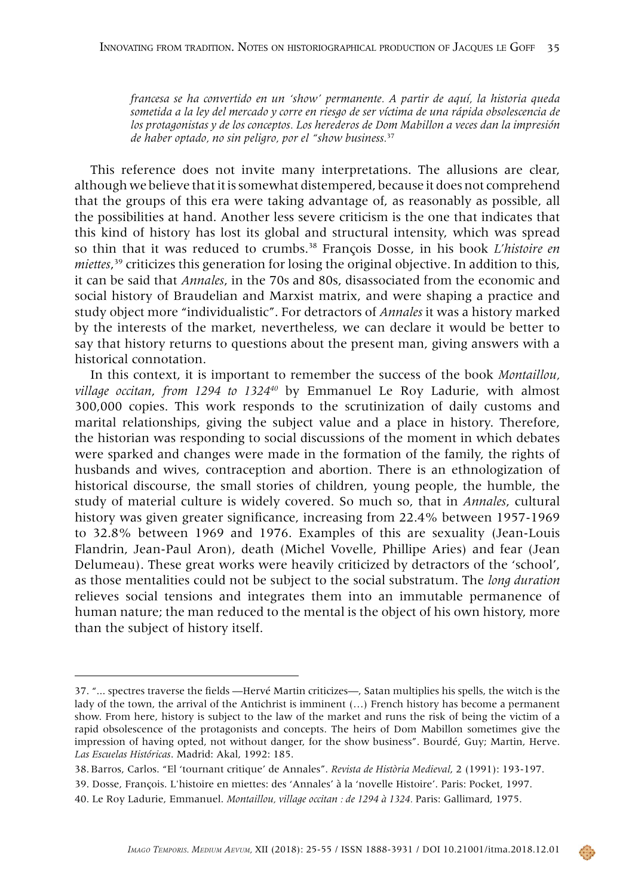*francesa se ha convertido en un 'show' permanente. A partir de aquí, la historia queda sometida a la ley del mercado y corre en riesgo de ser víctima de una rápida obsolescencia de los protagonistas y de los conceptos. Los herederos de Dom Mabillon a veces dan la impresión de haber optado, no sin peligro, por el "show business.*[37]

This reference does not invite many interpretations. The allusions are clear, although we believe that it is somewhat distempered, because it does not comprehend that the groups of this era were taking advantage of, as reasonably as possible, all the possibilities at hand. Another less severe criticism is the one that indicates that this kind of history has lost its global and structural intensity, which was spread so thin that it was reduced to crumbs.[38] François Dosse, in his book *L'histoire en miettes*,[39] criticizes this generation for losing the original objective. In addition to this, it can be said that *Annales*, in the 70s and 80s, disassociated from the economic and social history of Braudelian and Marxist matrix, and were shaping a practice and study object more "individualistic". For detractors of *Annales* it was a history marked by the interests of the market, nevertheless, we can declare it would be better to say that history returns to questions about the present man, giving answers with a historical connotation.

In this context, it is important to remember the success of the book *Montaillou, village occitan, from 1294 to 1324*[40] by Emmanuel Le Roy Ladurie, with almost 300,000 copies. This work responds to the scrutinization of daily customs and marital relationships, giving the subject value and a place in history. Therefore, the historian was responding to social discussions of the moment in which debates were sparked and changes were made in the formation of the family, the rights of husbands and wives, contraception and abortion. There is an ethnologization of historical discourse, the small stories of children, young people, the humble, the study of material culture is widely covered. So much so, that in *Annales*, cultural history was given greater significance, increasing from 22.4% between 1957-1969 to 32.8% between 1969 and 1976. Examples of this are sexuality (Jean-Louis Flandrin, Jean-Paul Aron), death (Michel Vovelle, Phillipe Aries) and fear (Jean Delumeau). These great works were heavily criticized by detractors of the 'school', as those mentalities could not be subject to the social substratum. The *long duration* relieves social tensions and integrates them into an immutable permanence of human nature; the man reduced to the mental is the object of his own history, more than the subject of history itself.

---

37. "... spectres traverse the fields —Hervé Martin criticizes—, Satan multiplies his spells, the witch is the lady of the town, the arrival of the Antichrist is imminent (…) French history has become a permanent show. From here, history is subject to the law of the market and runs the risk of being the victim of a rapid obsolescence of the protagonists and concepts. The heirs of Dom Mabillon sometimes give the impression of having opted, not without danger, for the show business". Bourdé, Guy; Martin, Herve. *Las Escuelas Históricas*. Madrid: Akal, 1992: 185.

38. Barros, Carlos. "El 'tournant critique' de Annales". *Revista de Història Medieval*, 2 (1991): 193-197.

39. Dosse, François. L'histoire en miettes: des 'Annales' à la 'novelle Histoire'. Paris: Pocket, 1997.

40. Le Roy Ladurie, Emmanuel. *Montaillou, village occitan : de 1294 à 1324*. Paris: Gallimard, 1975.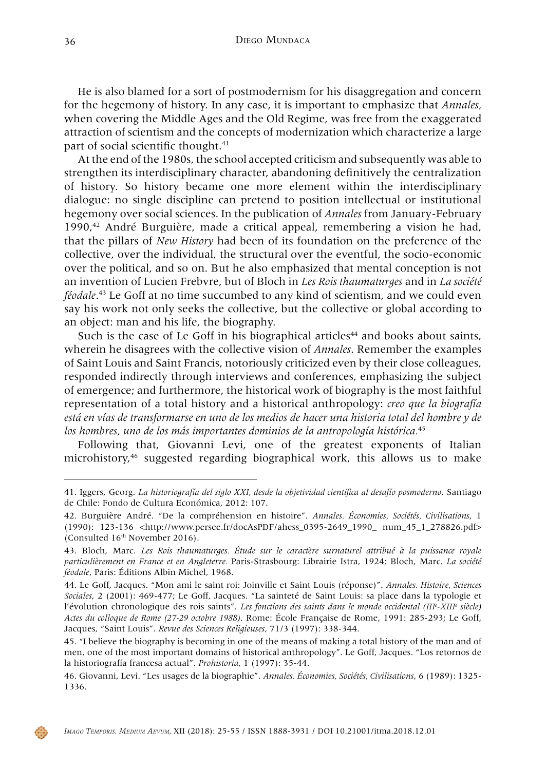He is also blamed for a sort of postmodernism for his disaggregation and concern for the hegemony of history. In any case, it is important to emphasize that *Annales*, when covering the Middle Ages and the Old Regime, was free from the exaggerated attraction of scientism and the concepts of modernization which characterize a large part of social scientific thought.[41]

At the end of the 1980s, the school accepted criticism and subsequently was able to strengthen its interdisciplinary character, abandoning definitively the centralization of history. So history became one more element within the interdisciplinary dialogue: no single discipline can pretend to position intellectual or institutional hegemony over social sciences. In the publication of *Annales* from January-February 1990,[42] André Burguière, made a critical appeal, remembering a vision he had, that the pillars of *New History* had been of its foundation on the preference of the collective, over the individual, the structural over the eventful, the socio-economic over the political, and so on. But he also emphasized that mental conception is not an invention of Lucien Frebvre, but of Bloch in *Les Rois thaumaturges* and in *La société féodale*.[43] Le Goff at no time succumbed to any kind of scientism, and we could even say his work not only seeks the collective, but the collective or global according to an object: man and his life, the biography.

Such is the case of Le Goff in his biographical articles[44] and books about saints, wherein he disagrees with the collective vision of *Annales*. Remember the examples of Saint Louis and Saint Francis, notoriously criticized even by their close colleagues, responded indirectly through interviews and conferences, emphasizing the subject of emergence; and furthermore, the historical work of biography is the most faithful representation of a total history and a historical anthropology: *creo que la biografía está en vías de transformarse en uno de los medios de hacer una historia total del hombre y de los hombres, uno de los más importantes dominios de la antropología histórica.*[45]

Following that, Giovanni Levi, one of the greatest exponents of Italian microhistory,[46] suggested regarding biographical work, this allows us to make

---

41. Iggers, Georg. *La historiografía del siglo XXI, desde la objetividad científica al desafío posmoderno*. Santiago de Chile: Fondo de Cultura Económica, 2012: 107.

42. Burguière André. "De la compréhension en histoire". *Annales. Économies, Sociétés, Civilisations*, 1 (1990): 123-136 <http://www.persee.fr/docAsPDF/ahess_0395-2649_1990_ num_45_1_278826.pdf> (Consulted 16th November 2016).

43. Bloch, Marc. *Les Rois thaumaturges. Étude sur le caractère surnaturel attribué à la puissance royale particulièrement en France et en Angleterre*. Paris-Strasbourg: Librairie Istra, 1924; Bloch, Marc. *La société féodale*, Paris: Éditions Albin Michel, 1968.

44. Le Goff, Jacques. "Mon ami le saint roi: Joinville et Saint Louis (réponse)". *Annales. Histoire, Sciences Sociales*, 2 (2001): 469-477; Le Goff, Jacques. "La sainteté de Saint Louis: sa place dans la typologie et l'évolution chronologique des rois saints". *Les fonctions des saints dans le monde occidental (IIIe-XIIIe siècle) Actes du colloque de Rome (27-29 octobre 1988)*. Rome: École Française de Rome, 1991: 285-293; Le Goff, Jacques, "Saint Louis". *Revue des Sciences Religieuses*, 71/3 (1997): 338-344.

45. "I believe the biography is becoming in one of the means of making a total history of the man and of men, one of the most important domains of historical anthropology". Le Goff, Jacques. "Los retornos de la historiografía francesa actual". *Prohistoria*, 1 (1997): 35-44.

46. Giovanni, Levi. "Les usages de la biographie". *Annales. Économies, Sociétés, Civilisations*, 6 (1989): 1325-1336.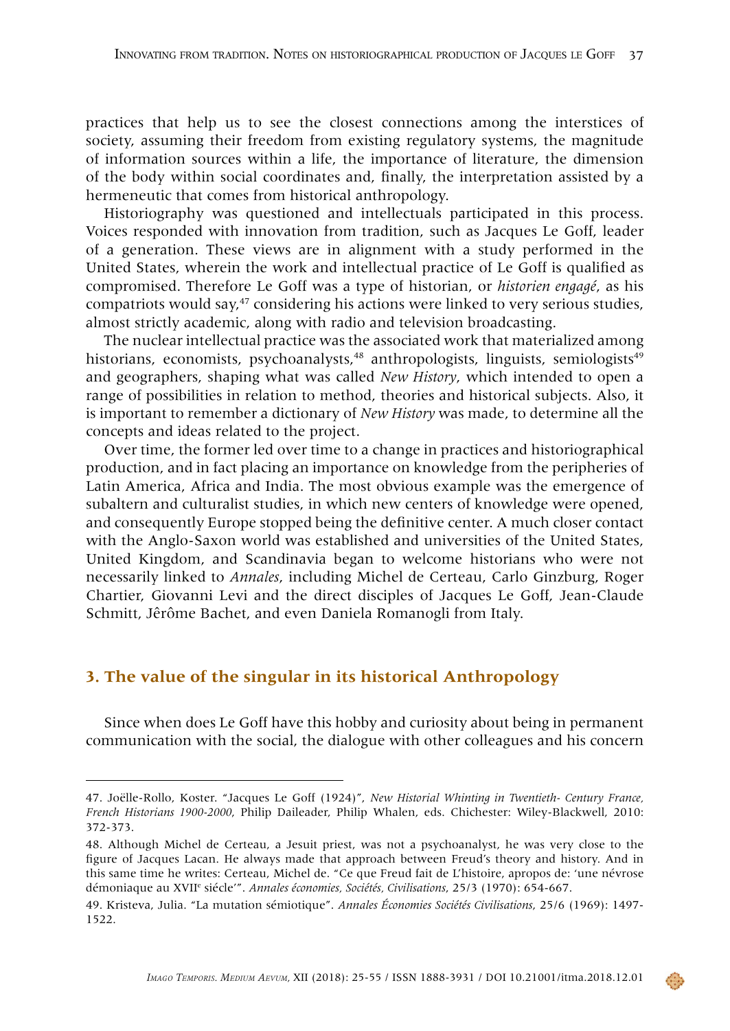practices that help us to see the closest connections among the interstices of society, assuming their freedom from existing regulatory systems, the magnitude of information sources within a life, the importance of literature, the dimension of the body within social coordinates and, finally, the interpretation assisted by a hermeneutic that comes from historical anthropology.

Historiography was questioned and intellectuals participated in this process. Voices responded with innovation from tradition, such as Jacques Le Goff, leader of a generation. These views are in alignment with a study performed in the United States, wherein the work and intellectual practice of Le Goff is qualified as compromised. Therefore Le Goff was a type of historian, or *historien engagé*, as his compatriots would say,[47] considering his actions were linked to very serious studies, almost strictly academic, along with radio and television broadcasting.

The nuclear intellectual practice was the associated work that materialized among historians, economists, psychoanalysts,[48] anthropologists, linguists, semiologists[49] and geographers, shaping what was called *New History*, which intended to open a range of possibilities in relation to method, theories and historical subjects. Also, it is important to remember a dictionary of *New History* was made, to determine all the concepts and ideas related to the project.

Over time, the former led over time to a change in practices and historiographical production, and in fact placing an importance on knowledge from the peripheries of Latin America, Africa and India. The most obvious example was the emergence of subaltern and culturalist studies, in which new centers of knowledge were opened, and consequently Europe stopped being the definitive center. A much closer contact with the Anglo-Saxon world was established and universities of the United States, United Kingdom, and Scandinavia began to welcome historians who were not necessarily linked to *Annales*, including Michel de Certeau, Carlo Ginzburg, Roger Chartier, Giovanni Levi and the direct disciples of Jacques Le Goff, Jean-Claude Schmitt, Jêrôme Bachet, and even Daniela Romanogli from Italy.

## 3. The value of the singular in its historical Anthropology

Since when does Le Goff have this hobby and curiosity about being in permanent communication with the social, the dialogue with other colleagues and his concern

---

47. Joëlle-Rollo, Koster. "Jacques Le Goff (1924)", *New Historial Whinting in Twentieth- Century France, French Historians 1900-2000*, Philip Daileader, Philip Whalen, eds. Chichester: Wiley-Blackwell, 2010: 372-373.

48. Although Michel de Certeau, a Jesuit priest, was not a psychoanalyst, he was very close to the figure of Jacques Lacan. He always made that approach between Freud's theory and history. And in this same time he writes: Certeau, Michel de. "Ce que Freud fait de L'histoire, apropos de: 'une névrose démoniaque au XVII[e] siécle'". *Annales économies, Sociétés, Civilisations*, 25/3 (1970): 654-667.

49. Kristeva, Julia. "La mutation sémiotique". *Annales Économies Sociétés Civilisations*, 25/6 (1969): 1497-1522.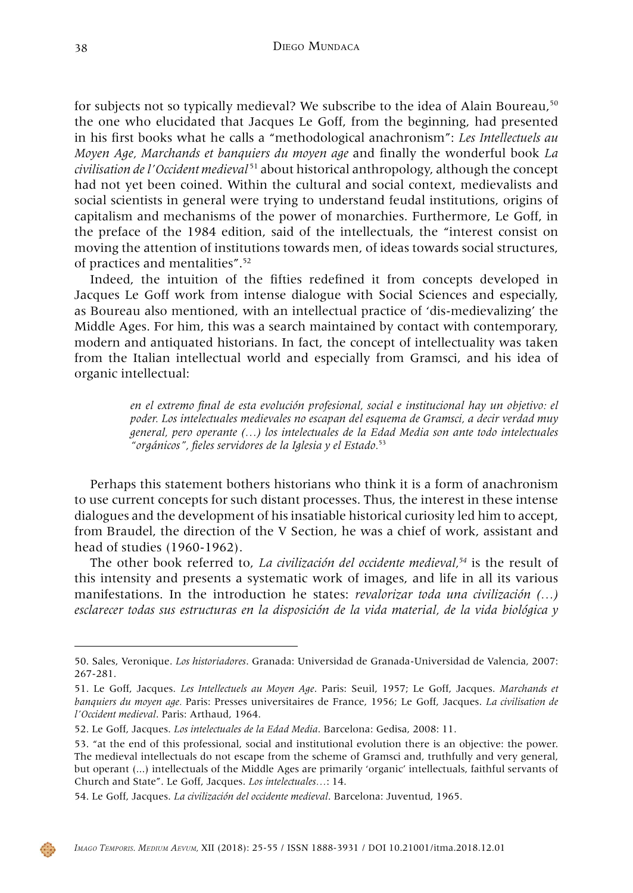for subjects not so typically medieval? We subscribe to the idea of Alain Boureau,[50] the one who elucidated that Jacques Le Goff, from the beginning, had presented in his first books what he calls a "methodological anachronism": *Les Intellectuels au Moyen Age, Marchands et banquiers du moyen age* and finally the wonderful book *La civilisation de l'Occident medieval*[51] about historical anthropology, although the concept had not yet been coined. Within the cultural and social context, medievalists and social scientists in general were trying to understand feudal institutions, origins of capitalism and mechanisms of the power of monarchies. Furthermore, Le Goff, in the preface of the 1984 edition, said of the intellectuals, the "interest consist on moving the attention of institutions towards men, of ideas towards social structures, of practices and mentalities".[52]

Indeed, the intuition of the fifties redefined it from concepts developed in Jacques Le Goff work from intense dialogue with Social Sciences and especially, as Boureau also mentioned, with an intellectual practice of 'dis-medievalizing' the Middle Ages. For him, this was a search maintained by contact with contemporary, modern and antiquated historians. In fact, the concept of intellectuality was taken from the Italian intellectual world and especially from Gramsci, and his idea of organic intellectual:

> *en el extremo final de esta evolución profesional, social e institucional hay un objetivo: el poder. Los intelectuales medievales no escapan del esquema de Gramsci, a decir verdad muy general, pero operante (…) los intelectuales de la Edad Media son ante todo intelectuales "orgánicos", fieles servidores de la Iglesia y el Estado.*[53]

Perhaps this statement bothers historians who think it is a form of anachronism to use current concepts for such distant processes. Thus, the interest in these intense dialogues and the development of his insatiable historical curiosity led him to accept, from Braudel, the direction of the V Section, he was a chief of work, assistant and head of studies (1960-1962).

The other book referred to, *La civilización del occidente medieval,*[54] is the result of this intensity and presents a systematic work of images, and life in all its various manifestations. In the introduction he states: *revalorizar toda una civilización (…) esclarecer todas sus estructuras en la disposición de la vida material, de la vida biológica y*

---

50. Sales, Veronique. *Los historiadores*. Granada: Universidad de Granada-Universidad de Valencia, 2007: 267-281.

51. Le Goff, Jacques. *Les Intellectuels au Moyen Age*. Paris: Seuil, 1957; Le Goff, Jacques. *Marchands et banquiers du moyen age.* Paris: Presses universitaires de France, 1956; Le Goff, Jacques. *La civilisation de l'Occident medieval*. Paris: Arthaud, 1964.

52. Le Goff, Jacques. *Los intelectuales de la Edad Media*. Barcelona: Gedisa, 2008: 11.

53. "at the end of this professional, social and institutional evolution there is an objective: the power. The medieval intellectuals do not escape from the scheme of Gramsci and, truthfully and very general, but operant (...) intellectuals of the Middle Ages are primarily 'organic' intellectuals, faithful servants of Church and State". Le Goff, Jacques. *Los intelectuales…*: 14.

54. Le Goff, Jacques. *La civilización del occidente medieval*. Barcelona: Juventud, 1965.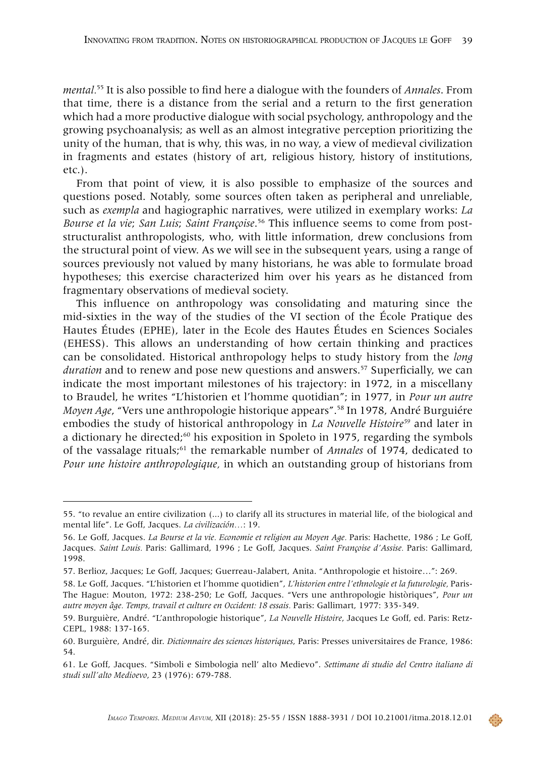*mental*.[55] It is also possible to find here a dialogue with the founders of *Annales*. From that time, there is a distance from the serial and a return to the first generation which had a more productive dialogue with social psychology, anthropology and the growing psychoanalysis; as well as an almost integrative perception prioritizing the unity of the human, that is why, this was, in no way, a view of medieval civilization in fragments and estates (history of art, religious history, history of institutions, etc.).

From that point of view, it is also possible to emphasize of the sources and questions posed. Notably, some sources often taken as peripheral and unreliable, such as *exempla* and hagiographic narratives, were utilized in exemplary works: *La Bourse et la vie*; *San Luis*; *Saint Françoise*.[56] This influence seems to come from post-structuralist anthropologists, who, with little information, drew conclusions from the structural point of view. As we will see in the subsequent years, using a range of sources previously not valued by many historians, he was able to formulate broad hypotheses; this exercise characterized him over his years as he distanced from fragmentary observations of medieval society.

This influence on anthropology was consolidating and maturing since the mid-sixties in the way of the studies of the VI section of the École Pratique des Hautes Études (EPHE), later in the Ecole des Hautes Études en Sciences Sociales (EHESS). This allows an understanding of how certain thinking and practices can be consolidated. Historical anthropology helps to study history from the *long duration* and to renew and pose new questions and answers.[57] Superficially, we can indicate the most important milestones of his trajectory: in 1972, in a miscellany to Braudel, he writes "L'historien et l'homme quotidian"; in 1977, in *Pour un autre Moyen Age*, "Vers une anthropologie historique appears".[58] In 1978, André Burguiére embodies the study of historical anthropology in *La Nouvelle Histoire*[59] and later in a dictionary he directed;[60] his exposition in Spoleto in 1975, regarding the symbols of the vassalage rituals;[61] the remarkable number of *Annales* of 1974, dedicated to *Pour une histoire anthropologique*, in which an outstanding group of historians from

---

55. "to revalue an entire civilization (...) to clarify all its structures in material life, of the biological and mental life". Le Goff, Jacques. *La civilización…*: 19.

56. Le Goff, Jacques. *La Bourse et la vie. Economie et religion au Moyen Age*. Paris: Hachette, 1986 ; Le Goff, Jacques. *Saint Louis*. Paris: Gallimard, 1996 ; Le Goff, Jacques. *Saint Françoise d'Assise*. Paris: Gallimard, 1998.

57. Berlioz, Jacques; Le Goff, Jacques; Guerreau-Jalabert, Anita. "Anthropologie et histoire…": 269.

58. Le Goff, Jacques. "L'historien et l'homme quotidien", *L'historien entre l'ethnologie et la futurologie*, Paris-The Hague: Mouton, 1972: 238-250; Le Goff, Jacques. "Vers une anthropologie històriques", *Pour un autre moyen âge. Temps, travail et culture en Occident: 18 essais*. Paris: Gallimart, 1977: 335-349.

59. Burguière, André. "L'anthropologie historique", *La Nouvelle Histoire*, Jacques Le Goff, ed. Paris: Retz-CEPL, 1988: 137-165.

60. Burguière, André, dir. *Dictionnaire des sciences historiques*, Paris: Presses universitaires de France, 1986: 54.

61. Le Goff, Jacques. "Simboli e Simbologia nell' alto Medievo". *Settimane di studio del Centro italiano di studi sull'alto Medioevo*, 23 (1976): 679-788.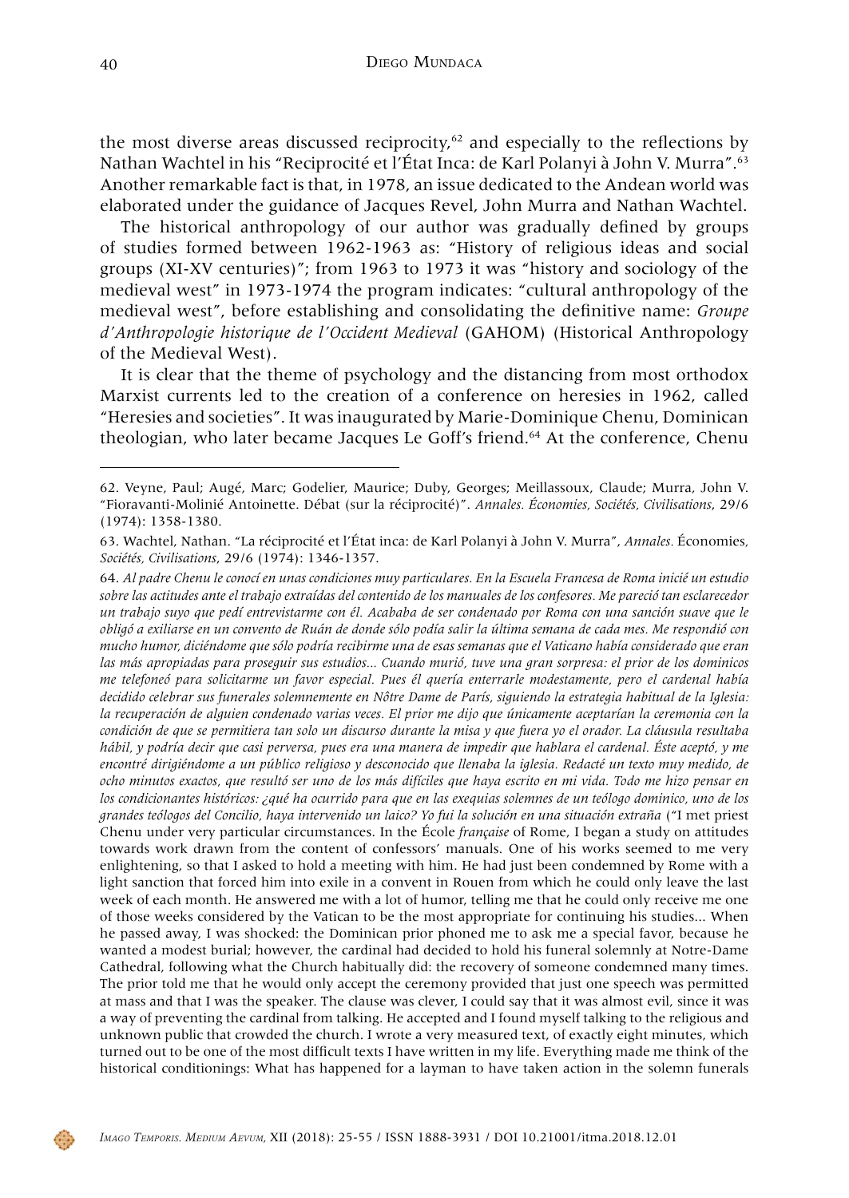the most diverse areas discussed reciprocity,[62] and especially to the reflections by Nathan Wachtel in his "Reciprocité et l'État Inca: de Karl Polanyi à John V. Murra".[63] Another remarkable fact is that, in 1978, an issue dedicated to the Andean world was elaborated under the guidance of Jacques Revel, John Murra and Nathan Wachtel.

The historical anthropology of our author was gradually defined by groups of studies formed between 1962-1963 as: "History of religious ideas and social groups (XI-XV centuries)"; from 1963 to 1973 it was "history and sociology of the medieval west" in 1973-1974 the program indicates: "cultural anthropology of the medieval west", before establishing and consolidating the definitive name: *Groupe d'Anthropologie historique de l'Occident Medieval* (GAHOM) (Historical Anthropology of the Medieval West).

It is clear that the theme of psychology and the distancing from most orthodox Marxist currents led to the creation of a conference on heresies in 1962, called "Heresies and societies". It was inaugurated by Marie-Dominique Chenu, Dominican theologian, who later became Jacques Le Goff's friend.[64] At the conference, Chenu

---

62. Veyne, Paul; Augé, Marc; Godelier, Maurice; Duby, Georges; Meillassoux, Claude; Murra, John V. "Fioravanti-Molinié Antoinette. Débat (sur la réciprocité)". *Annales. Économies, Sociétés, Civilisations*, 29/6 (1974): 1358-1380.

63. Wachtel, Nathan. "La réciprocité et l'État inca: de Karl Polanyi à John V. Murra", *Annales*. Économies, *Sociétés, Civilisations*, 29/6 (1974): 1346-1357.

64. *Al padre Chenu le conocí en unas condiciones muy particulares. En la Escuela Francesa de Roma inicié un estudio sobre las actitudes ante el trabajo extraídas del contenido de los manuales de los confesores. Me pareció tan esclarecedor un trabajo suyo que pedí entrevistarme con él. Acababa de ser condenado por Roma con una sanción suave que le obligó a exiliarse en un convento de Ruán de donde sólo podía salir la última semana de cada mes. Me respondió con mucho humor, diciéndome que sólo podría recibirme una de esas semanas que el Vaticano había considerado que eran las más apropiadas para proseguir sus estudios... Cuando murió, tuve una gran sorpresa: el prior de los dominicos me telefoneó para solicitarme un favor especial. Pues él quería enterrarle modestamente, pero el cardenal había decidido celebrar sus funerales solemnemente en Nôtre Dame de París, siguiendo la estrategia habitual de la Iglesia: la recuperación de alguien condenado varias veces. El prior me dijo que únicamente aceptarían la ceremonia con la condición de que se permitiera tan solo un discurso durante la misa y que fuera yo el orador. La cláusula resultaba hábil, y podría decir que casi perversa, pues era una manera de impedir que hablara el cardenal. Éste aceptó, y me encontré dirigiéndome a un público religioso y desconocido que llenaba la iglesia. Redacté un texto muy medido, de ocho minutos exactos, que resultó ser uno de los más difíciles que haya escrito en mi vida. Todo me hizo pensar en los condicionantes históricos: ¿qué ha ocurrido para que en las exequias solemnes de un teólogo dominico, uno de los grandes teólogos del Concilio, haya intervenido un laico? Yo fui la solución en una situación extraña* ("I met priest Chenu under very particular circumstances. In the École *française* of Rome, I began a study on attitudes towards work drawn from the content of confessors' manuals. One of his works seemed to me very enlightening, so that I asked to hold a meeting with him. He had just been condemned by Rome with a light sanction that forced him into exile in a convent in Rouen from which he could only leave the last week of each month. He answered me with a lot of humor, telling me that he could only receive me one of those weeks considered by the Vatican to be the most appropriate for continuing his studies... When he passed away, I was shocked: the Dominican prior phoned me to ask me a special favor, because he wanted a modest burial; however, the cardinal had decided to hold his funeral solemnly at Notre-Dame Cathedral, following what the Church habitually did: the recovery of someone condemned many times. The prior told me that he would only accept the ceremony provided that just one speech was permitted at mass and that I was the speaker. The clause was clever, I could say that it was almost evil, since it was a way of preventing the cardinal from talking. He accepted and I found myself talking to the religious and unknown public that crowded the church. I wrote a very measured text, of exactly eight minutes, which turned out to be one of the most difficult texts I have written in my life. Everything made me think of the historical conditionings: What has happened for a layman to have taken action in the solemn funerals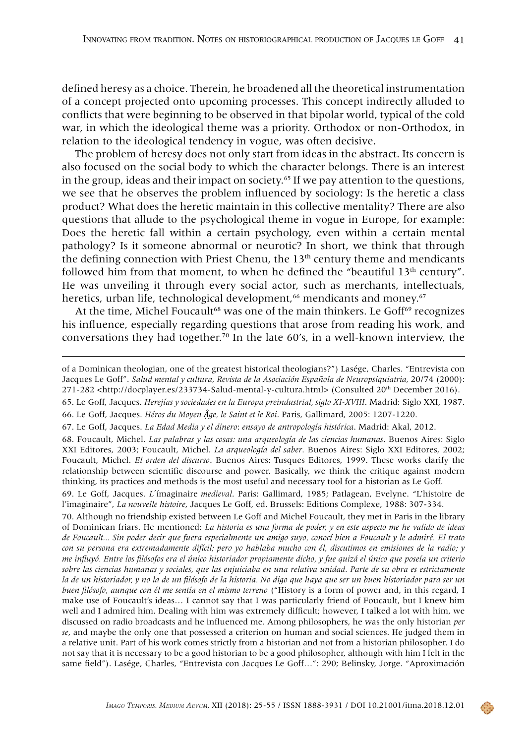defined heresy as a choice. Therein, he broadened all the theoretical instrumentation of a concept projected onto upcoming processes. This concept indirectly alluded to conflicts that were beginning to be observed in that bipolar world, typical of the cold war, in which the ideological theme was a priority. Orthodox or non-Orthodox, in relation to the ideological tendency in vogue, was often decisive.

The problem of heresy does not only start from ideas in the abstract. Its concern is also focused on the social body to which the character belongs. There is an interest in the group, ideas and their impact on society.[65] If we pay attention to the questions, we see that he observes the problem influenced by sociology: Is the heretic a class product? What does the heretic maintain in this collective mentality? There are also questions that allude to the psychological theme in vogue in Europe, for example: Does the heretic fall within a certain psychology, even within a certain mental pathology? Is it someone abnormal or neurotic? In short, we think that through the defining connection with Priest Chenu, the 13th century theme and mendicants followed him from that moment, to when he defined the "beautiful 13th century". He was unveiling it through every social actor, such as merchants, intellectuals, heretics, urban life, technological development,[66] mendicants and money.[67]

At the time, Michel Foucault[68] was one of the main thinkers. Le Goff[69] recognizes his influence, especially regarding questions that arose from reading his work, and conversations they had together.[70] In the late 60's, in a well-known interview, the

---

of a Dominican theologian, one of the greatest historical theologians?") Lasége, Charles. "Entrevista con Jacques Le Goff". *Salud mental y cultura, Revista de la Asociación Española de Neuropsiquiatria,* 20/74 (2000): 271-282 <http://docplayer.es/233734-Salud-mental-y-cultura.html> (Consulted 20th December 2016).

65. Le Goff, Jacques. *Herejías y sociedades en la Europa preindustrial, siglo XI-XVIII*. Madrid: Siglo XXI, 1987.

66. Le Goff, Jacques. *Héros du Moyen Âge, le Saint et le Roi*. Paris, Gallimard, 2005: 1207-1220.

67. Le Goff, Jacques. *La Edad Media y el dinero*: *ensayo de antropología histórica*. Madrid: Akal, 2012.

68. Foucault, Michel. *Las palabras y las cosas: una arqueología de las ciencias humanas*. Buenos Aires: Siglo XXI Editores, 2003; Foucault, Michel. *La arqueología del saber*. Buenos Aires: Siglo XXI Editores, 2002; Foucault, Michel. *El orden del discurso*. Buenos Aires: Tusques Editores, 1999. These works clarify the relationship between scientific discourse and power. Basically, we think the critique against modern thinking, its practices and methods is the most useful and necessary tool for a historian as Le Goff.

69. Le Goff, Jacques. *L'ímaginaire medieval*. Paris: Gallimard, 1985; Patlagean, Evelyne. "L'histoire de l'imaginaire", *La nouvelle histoire*, Jacques Le Goff, ed. Brussels: Editions Complexe, 1988: 307-334.

70. Although no friendship existed between Le Goff and Michel Foucault, they met in Paris in the library of Dominican friars. He mentioned: *La historia es una forma de poder, y en este aspecto me he valido de ideas de Foucault... Sin poder decir que fuera especialmente un amigo suyo, conocí bien a Foucault y le admiré. El trato con su persona era extremadamente difícil; pero yo hablaba mucho con él, discutimos en emisiones de la radio; y me influyó. Entre los filósofos era el único historiador propiamente dicho, y fue quizá el único que poseía un criterio sobre las ciencias humanas y sociales, que las enjuiciaba en una relativa unidad. Parte de su obra es estrictamente la de un historiador, y no la de un filósofo de la historia. No digo que haya que ser un buen historiador para ser un buen filósofo, aunque con él me sentía en el mismo terreno* ("History is a form of power and, in this regard, I make use of Foucault's ideas… I cannot say that I was particularly friend of Foucault, but I knew him well and I admired him. Dealing with him was extremely difficult; however, I talked a lot with him, we discussed on radio broadcasts and he influenced me. Among philosophers, he was the only historian *per se*, and maybe the only one that possessed a criterion on human and social sciences. He judged them in a relative unit. Part of his work comes strictly from a historian and not from a historian philosopher. I do not say that it is necessary to be a good historian to be a good philosopher, although with him I felt in the same field"). Lasége, Charles, "Entrevista con Jacques Le Goff…": 290; Belinsky, Jorge. "Aproximación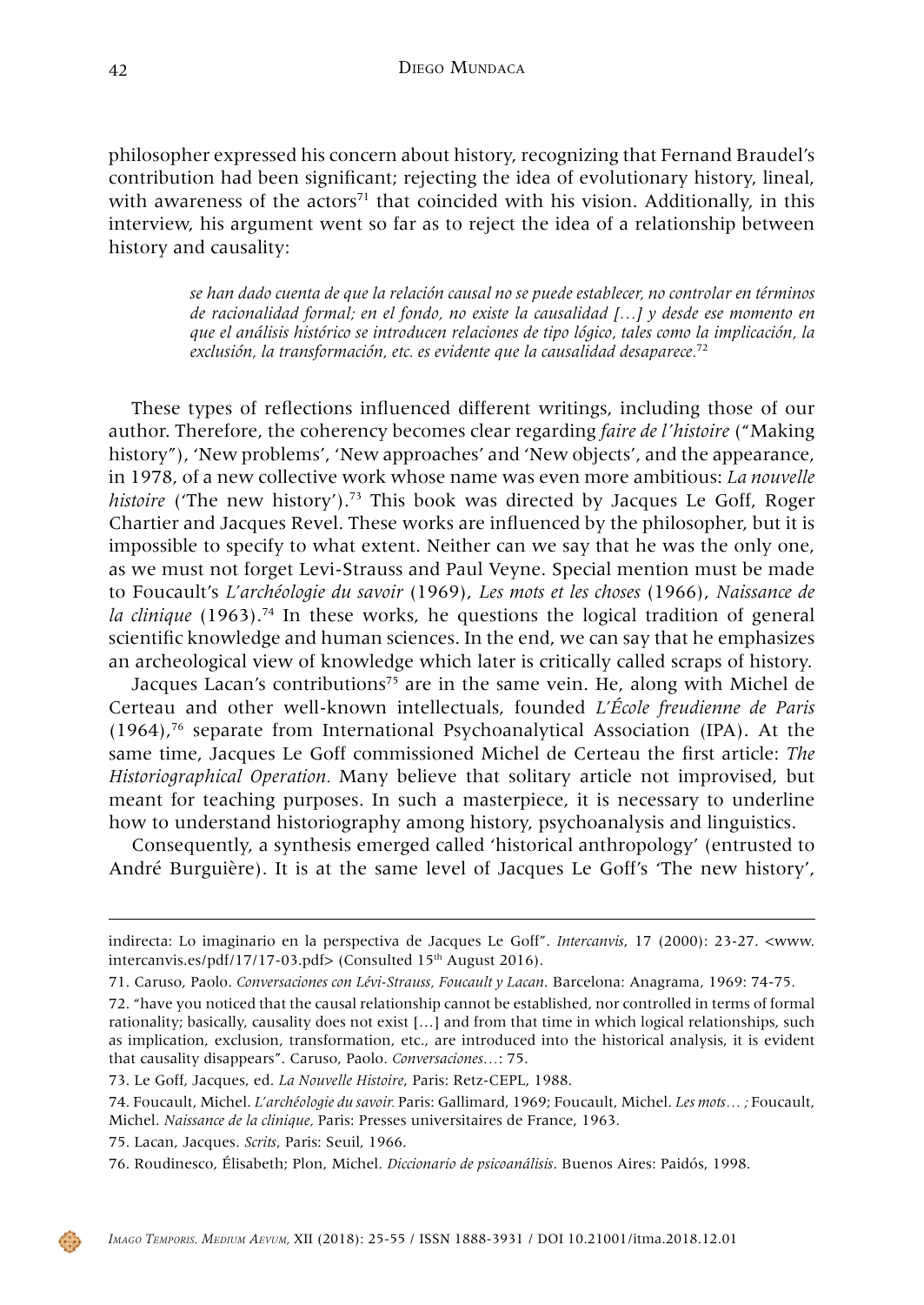philosopher expressed his concern about history, recognizing that Fernand Braudel's contribution had been significant; rejecting the idea of evolutionary history, lineal, with awareness of the actors[71] that coincided with his vision. Additionally, in this interview, his argument went so far as to reject the idea of a relationship between history and causality:

> *se han dado cuenta de que la relación causal no se puede establecer, no controlar en términos de racionalidad formal; en el fondo, no existe la causalidad […] y desde ese momento en que el análisis histórico se introducen relaciones de tipo lógico, tales como la implicación, la exclusión, la transformación, etc. es evidente que la causalidad desaparece.*[72]

These types of reflections influenced different writings, including those of our author. Therefore, the coherency becomes clear regarding *faire de l'histoire* ("Making history"), 'New problems', 'New approaches' and 'New objects', and the appearance, in 1978, of a new collective work whose name was even more ambitious: *La nouvelle histoire* ('The new history').[73] This book was directed by Jacques Le Goff, Roger Chartier and Jacques Revel. These works are influenced by the philosopher, but it is impossible to specify to what extent. Neither can we say that he was the only one, as we must not forget Levi-Strauss and Paul Veyne. Special mention must be made to Foucault's *L'archéologie du savoir* (1969), *Les mots et les choses* (1966), *Naissance de la clinique* (1963).[74] In these works, he questions the logical tradition of general scientific knowledge and human sciences. In the end, we can say that he emphasizes an archeological view of knowledge which later is critically called scraps of history.

Jacques Lacan's contributions[75] are in the same vein. He, along with Michel de Certeau and other well-known intellectuals, founded *L'École freudienne de Paris* (1964),[76] separate from International Psychoanalytical Association (IPA). At the same time, Jacques Le Goff commissioned Michel de Certeau the first article: *The Historiographical Operation.* Many believe that solitary article not improvised, but meant for teaching purposes. In such a masterpiece, it is necessary to underline how to understand historiography among history, psychoanalysis and linguistics.

Consequently, a synthesis emerged called 'historical anthropology' (entrusted to André Burguière). It is at the same level of Jacques Le Goff's 'The new history',

---

indirecta: Lo imaginario en la perspectiva de Jacques Le Goff". *Intercanvis*, 17 (2000): 23-27. <www.intercanvis.es/pdf/17/17-03.pdf> (Consulted 15th August 2016).

71. Caruso, Paolo. *Conversaciones con Lévi-Strauss, Foucault y Lacan*. Barcelona: Anagrama, 1969: 74-75.

72. "have you noticed that the causal relationship cannot be established, nor controlled in terms of formal rationality; basically, causality does not exist […] and from that time in which logical relationships, such as implication, exclusion, transformation, etc., are introduced into the historical analysis, it is evident that causality disappears". Caruso, Paolo. *Conversaciones…*: 75.

73. Le Goff, Jacques, ed. *La Nouvelle Histoire*, Paris: Retz-CEPL, 1988.

74. Foucault, Michel. *L'archéologie du savoir.* Paris: Gallimard, 1969; Foucault, Michel. *Les mots… ;* Foucault, Michel. *Naissance de la clinique,* Paris: Presses universitaires de France, 1963.

75. Lacan, Jacques. *Scrits*, Paris: Seuil, 1966.

76. Roudinesco, Élisabeth; Plon, Michel. *Diccionario de psicoanálisis*. Buenos Aires: Paidós, 1998.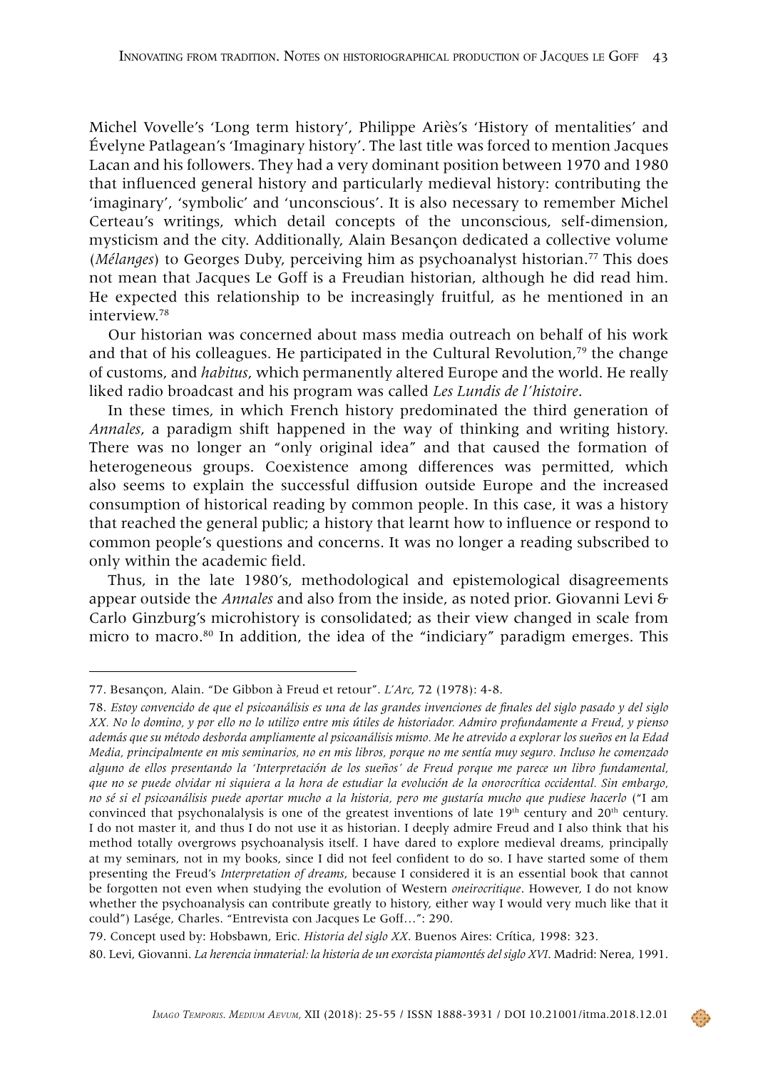Michel Vovelle's 'Long term history', Philippe Ariès's 'History of mentalities' and Évelyne Patlagean's 'Imaginary history'. The last title was forced to mention Jacques Lacan and his followers. They had a very dominant position between 1970 and 1980 that influenced general history and particularly medieval history: contributing the 'imaginary', 'symbolic' and 'unconscious'. It is also necessary to remember Michel Certeau's writings, which detail concepts of the unconscious, self-dimension, mysticism and the city. Additionally, Alain Besançon dedicated a collective volume (*Mélanges*) to Georges Duby, perceiving him as psychoanalyst historian.[77] This does not mean that Jacques Le Goff is a Freudian historian, although he did read him. He expected this relationship to be increasingly fruitful, as he mentioned in an interview.[78]

Our historian was concerned about mass media outreach on behalf of his work and that of his colleagues. He participated in the Cultural Revolution,[79] the change of customs, and *habitus*, which permanently altered Europe and the world. He really liked radio broadcast and his program was called *Les Lundis de l'histoire*.

In these times, in which French history predominated the third generation of *Annales*, a paradigm shift happened in the way of thinking and writing history. There was no longer an "only original idea" and that caused the formation of heterogeneous groups. Coexistence among differences was permitted, which also seems to explain the successful diffusion outside Europe and the increased consumption of historical reading by common people. In this case, it was a history that reached the general public; a history that learnt how to influence or respond to common people's questions and concerns. It was no longer a reading subscribed to only within the academic field.

Thus, in the late 1980's, methodological and epistemological disagreements appear outside the *Annales* and also from the inside, as noted prior. Giovanni Levi & Carlo Ginzburg's microhistory is consolidated; as their view changed in scale from micro to macro.[80] In addition, the idea of the "indiciary" paradigm emerges. This

---

77. Besançon, Alain. "De Gibbon à Freud et retour". *L'Arc*, 72 (1978): 4-8.

78. *Estoy convencido de que el psicoanálisis es una de las grandes invenciones de finales del siglo pasado y del siglo XX. No lo domino, y por ello no lo utilizo entre mis útiles de historiador. Admiro profundamente a Freud, y pienso además que su método desborda ampliamente al psicoanálisis mismo. Me he atrevido a explorar los sueños en la Edad Media, principalmente en mis seminarios, no en mis libros, porque no me sentía muy seguro. Incluso he comenzado alguno de ellos presentando la 'Interpretación de los sueños' de Freud porque me parece un libro fundamental, que no se puede olvidar ni siquiera a la hora de estudiar la evolución de la onorocrítica occidental. Sin embargo, no sé si el psicoanálisis puede aportar mucho a la historia, pero me gustaría mucho que pudiese hacerlo* ("I am convinced that psychonalalysis is one of the greatest inventions of late 19th century and 20th century. I do not master it, and thus I do not use it as historian. I deeply admire Freud and I also think that his method totally overgrows psychoanalysis itself. I have dared to explore medieval dreams, principally at my seminars, not in my books, since I did not feel confident to do so. I have started some of them presenting the Freud's *Interpretation of dreams*, because I considered it is an essential book that cannot be forgotten not even when studying the evolution of Western *oneirocritique*. However, I do not know whether the psychoanalysis can contribute greatly to history, either way I would very much like that it could") Lasége, Charles. "Entrevista con Jacques Le Goff…": 290.

79. Concept used by: Hobsbawn, Eric. *Historia del siglo XX*. Buenos Aires: Crítica, 1998: 323.

80. Levi, Giovanni. *La herencia inmaterial: la historia de un exorcista piamontés del siglo XVI*. Madrid: Nerea, 1991.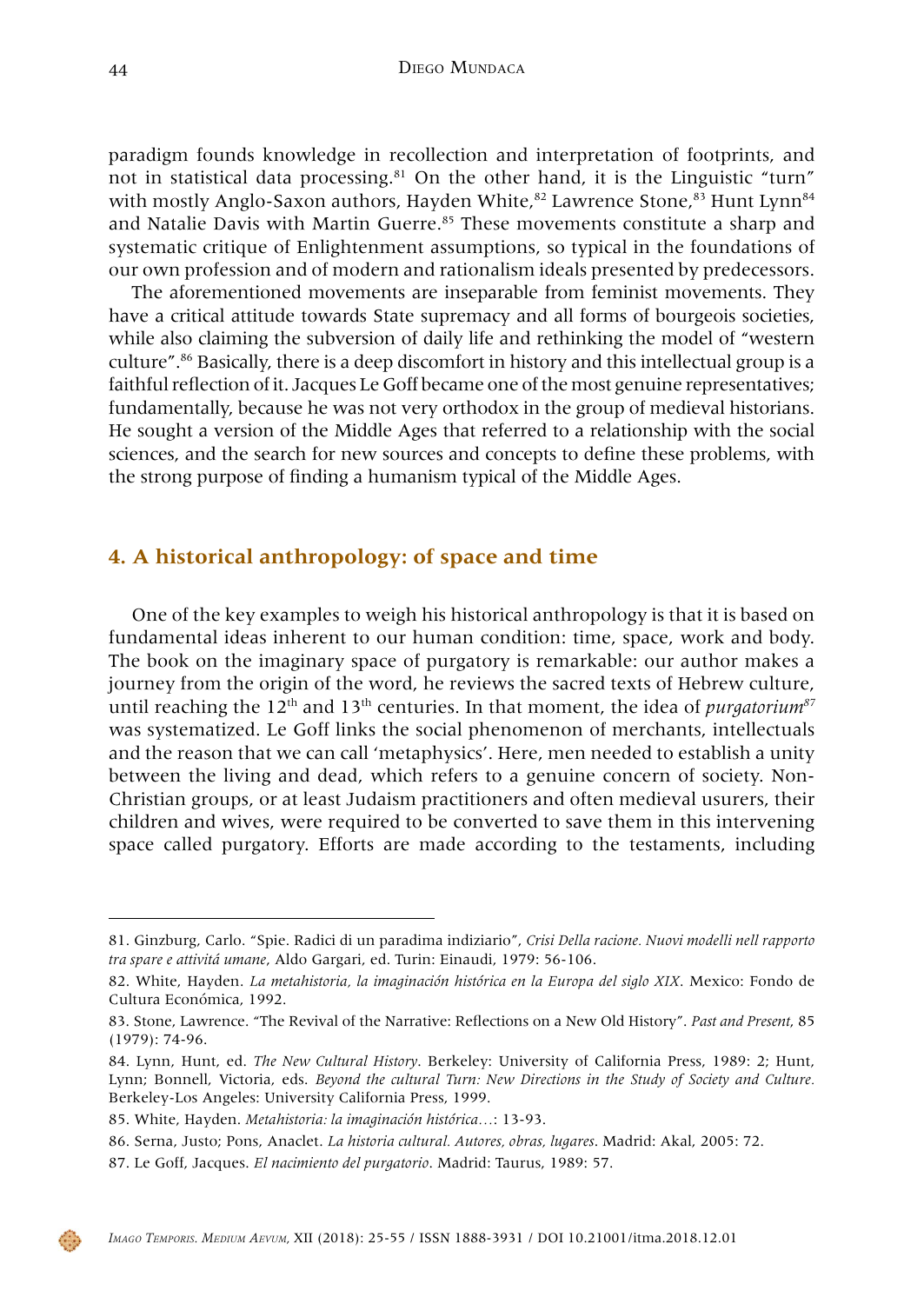paradigm founds knowledge in recollection and interpretation of footprints, and not in statistical data processing.[81] On the other hand, it is the Linguistic "turn" with mostly Anglo-Saxon authors, Hayden White,[82] Lawrence Stone,[83] Hunt Lynn[84] and Natalie Davis with Martin Guerre.[85] These movements constitute a sharp and systematic critique of Enlightenment assumptions, so typical in the foundations of our own profession and of modern and rationalism ideals presented by predecessors.

The aforementioned movements are inseparable from feminist movements. They have a critical attitude towards State supremacy and all forms of bourgeois societies, while also claiming the subversion of daily life and rethinking the model of "western culture".[86] Basically, there is a deep discomfort in history and this intellectual group is a faithful reflection of it. Jacques Le Goff became one of the most genuine representatives; fundamentally, because he was not very orthodox in the group of medieval historians. He sought a version of the Middle Ages that referred to a relationship with the social sciences, and the search for new sources and concepts to define these problems, with the strong purpose of finding a humanism typical of the Middle Ages.

## 4. A historical anthropology: of space and time

One of the key examples to weigh his historical anthropology is that it is based on fundamental ideas inherent to our human condition: time, space, work and body. The book on the imaginary space of purgatory is remarkable: our author makes a journey from the origin of the word, he reviews the sacred texts of Hebrew culture, until reaching the 12th and 13th centuries. In that moment, the idea of *purgatorium*[87] was systematized. Le Goff links the social phenomenon of merchants, intellectuals and the reason that we can call 'metaphysics'. Here, men needed to establish a unity between the living and dead, which refers to a genuine concern of society. Non-Christian groups, or at least Judaism practitioners and often medieval usurers, their children and wives, were required to be converted to save them in this intervening space called purgatory. Efforts are made according to the testaments, including

---

81. Ginzburg, Carlo. "Spie. Radici di un paradima indiziario", *Crisi Della racione. Nuovi modelli nell rapporto tra spare e attivitá umane*, Aldo Gargari, ed. Turin: Einaudi, 1979: 56-106.

82. White, Hayden. *La metahistoria, la imaginación histórica en la Europa del siglo XIX*. Mexico: Fondo de Cultura Económica, 1992.

83. Stone, Lawrence. "The Revival of the Narrative: Reflections on a New Old History". *Past and Present*, 85 (1979): 74-96.

84. Lynn, Hunt, ed. *The New Cultural History*. Berkeley: University of California Press, 1989: 2; Hunt, Lynn; Bonnell, Victoria, eds. *Beyond the cultural Turn: New Directions in the Study of Society and Culture*. Berkeley-Los Angeles: University California Press, 1999.

85. White, Hayden. *Metahistoria: la imaginación histórica…*: 13-93.

86. Serna, Justo; Pons, Anaclet. *La historia cultural. Autores, obras, lugares*. Madrid: Akal, 2005: 72.

87. Le Goff, Jacques. *El nacimiento del purgatorio*. Madrid: Taurus, 1989: 57.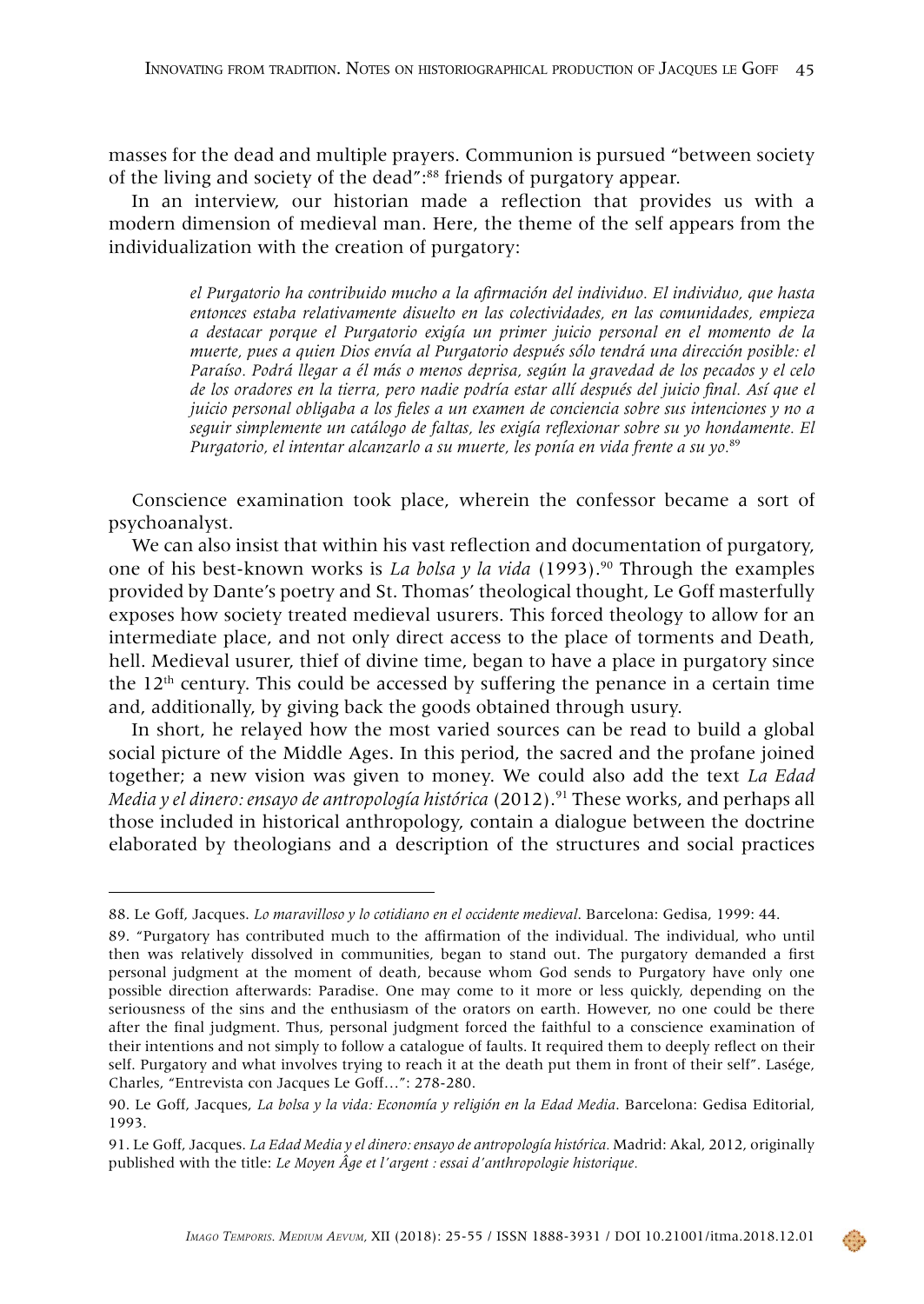masses for the dead and multiple prayers. Communion is pursued "between society of the living and society of the dead":[88] friends of purgatory appear.

In an interview, our historian made a reflection that provides us with a modern dimension of medieval man. Here, the theme of the self appears from the individualization with the creation of purgatory:

> *el Purgatorio ha contribuido mucho a la afirmación del individuo. El individuo, que hasta entonces estaba relativamente disuelto en las colectividades, en las comunidades, empieza a destacar porque el Purgatorio exigía un primer juicio personal en el momento de la muerte, pues a quien Dios envía al Purgatorio después sólo tendrá una dirección posible: el Paraíso. Podrá llegar a él más o menos deprisa, según la gravedad de los pecados y el celo de los oradores en la tierra, pero nadie podría estar allí después del juicio final. Así que el juicio personal obligaba a los fieles a un examen de conciencia sobre sus intenciones y no a seguir simplemente un catálogo de faltas, les exigía reflexionar sobre su yo hondamente. El Purgatorio, el intentar alcanzarlo a su muerte, les ponía en vida frente a su yo.*[89]

Conscience examination took place, wherein the confessor became a sort of psychoanalyst.

We can also insist that within his vast reflection and documentation of purgatory, one of his best-known works is *La bolsa y la vida* (1993).[90] Through the examples provided by Dante's poetry and St. Thomas' theological thought, Le Goff masterfully exposes how society treated medieval usurers. This forced theology to allow for an intermediate place, and not only direct access to the place of torments and Death, hell. Medieval usurer, thief of divine time, began to have a place in purgatory since the 12th century. This could be accessed by suffering the penance in a certain time and, additionally, by giving back the goods obtained through usury.

In short, he relayed how the most varied sources can be read to build a global social picture of the Middle Ages. In this period, the sacred and the profane joined together; a new vision was given to money. We could also add the text *La Edad Media y el dinero: ensayo de antropología histórica* (2012).[91] These works, and perhaps all those included in historical anthropology, contain a dialogue between the doctrine elaborated by theologians and a description of the structures and social practices

---

88. Le Goff, Jacques. *Lo maravilloso y lo cotidiano en el occidente medieval*. Barcelona: Gedisa, 1999: 44.

89. "Purgatory has contributed much to the affirmation of the individual. The individual, who until then was relatively dissolved in communities, began to stand out. The purgatory demanded a first personal judgment at the moment of death, because whom God sends to Purgatory have only one possible direction afterwards: Paradise. One may come to it more or less quickly, depending on the seriousness of the sins and the enthusiasm of the orators on earth. However, no one could be there after the final judgment. Thus, personal judgment forced the faithful to a conscience examination of their intentions and not simply to follow a catalogue of faults. It required them to deeply reflect on their self. Purgatory and what involves trying to reach it at the death put them in front of their self". Lasége, Charles, "Entrevista con Jacques Le Goff…": 278-280.

90. Le Goff, Jacques, *La bolsa y la vida: Economía y religión en la Edad Media*. Barcelona: Gedisa Editorial, 1993.

91. Le Goff, Jacques. *La Edad Media y el dinero: ensayo de antropología histórica.* Madrid: Akal, 2012, originally published with the title: *Le Moyen Âge et l'argent : essai d'anthropologie historique.*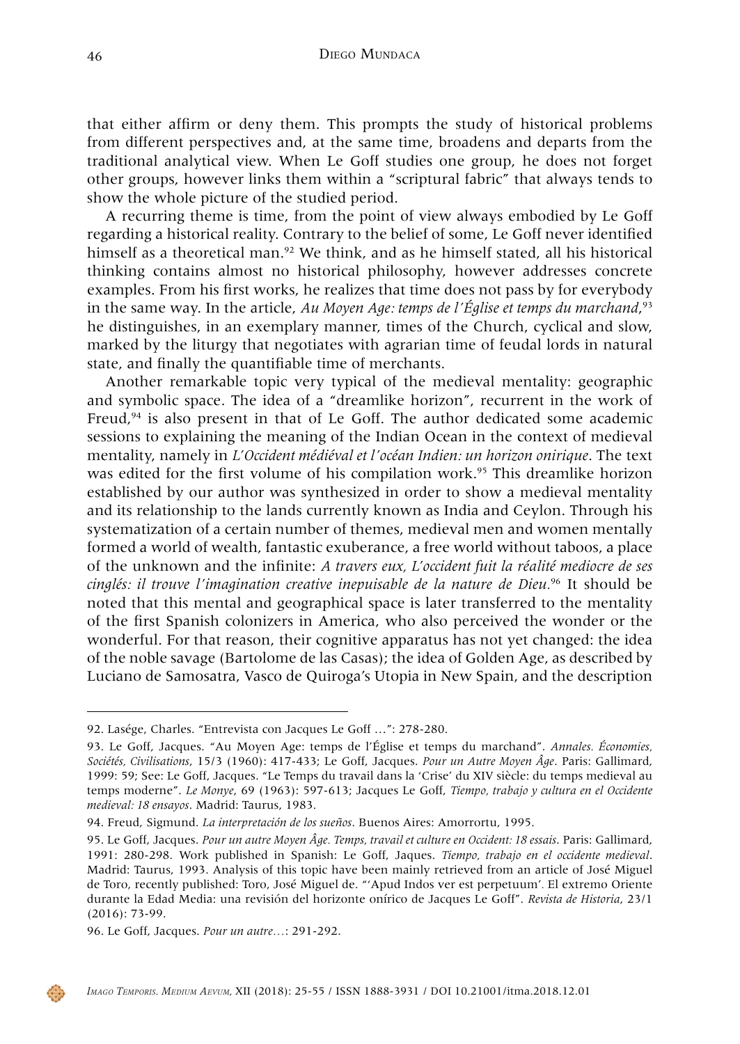that either affirm or deny them. This prompts the study of historical problems from different perspectives and, at the same time, broadens and departs from the traditional analytical view. When Le Goff studies one group, he does not forget other groups, however links them within a "scriptural fabric" that always tends to show the whole picture of the studied period.

A recurring theme is time, from the point of view always embodied by Le Goff regarding a historical reality. Contrary to the belief of some, Le Goff never identified himself as a theoretical man.[92] We think, and as he himself stated, all his historical thinking contains almost no historical philosophy, however addresses concrete examples. From his first works, he realizes that time does not pass by for everybody in the same way. In the article, *Au Moyen Age: temps de l'Église et temps du marchand*,[93] he distinguishes, in an exemplary manner, times of the Church, cyclical and slow, marked by the liturgy that negotiates with agrarian time of feudal lords in natural state, and finally the quantifiable time of merchants.

Another remarkable topic very typical of the medieval mentality: geographic and symbolic space. The idea of a "dreamlike horizon", recurrent in the work of Freud,[94] is also present in that of Le Goff. The author dedicated some academic sessions to explaining the meaning of the Indian Ocean in the context of medieval mentality, namely in *L'Occident médiéval et l'océan Indien: un horizon onirique*. The text was edited for the first volume of his compilation work.[95] This dreamlike horizon established by our author was synthesized in order to show a medieval mentality and its relationship to the lands currently known as India and Ceylon. Through his systematization of a certain number of themes, medieval men and women mentally formed a world of wealth, fantastic exuberance, a free world without taboos, a place of the unknown and the infinite: *A travers eux, L'occident fuit la réalité mediocre de ses cinglés: il trouve l'imagination creative inepuisable de la nature de Dieu*.[96] It should be noted that this mental and geographical space is later transferred to the mentality of the first Spanish colonizers in America, who also perceived the wonder or the wonderful. For that reason, their cognitive apparatus has not yet changed: the idea of the noble savage (Bartolome de las Casas); the idea of Golden Age, as described by Luciano de Samosatra, Vasco de Quiroga's Utopia in New Spain, and the description

---

92. Lasége, Charles. "Entrevista con Jacques Le Goff …": 278-280.

93. Le Goff, Jacques. "Au Moyen Age: temps de l'Église et temps du marchand". *Annales. Économies, Sociétés, Civilisations*, 15/3 (1960): 417-433; Le Goff, Jacques. *Pour un Autre Moyen Âge*. Paris: Gallimard, 1999: 59; See: Le Goff, Jacques. "Le Temps du travail dans la 'Crise' du XIV siècle: du temps medieval au temps moderne". *Le Monye*, 69 (1963): 597-613; Jacques Le Goff, *Tiempo, trabajo y cultura en el Occidente medieval: 18 ensayos*. Madrid: Taurus, 1983.

94. Freud, Sigmund. *La interpretación de los sueños*. Buenos Aires: Amorrortu, 1995.

95. Le Goff, Jacques. *Pour un autre Moyen Âge. Temps, travail et culture en Occident: 18 essais*. Paris: Gallimard, 1991: 280-298. Work published in Spanish: Le Goff, Jaques. *Tiempo, trabajo en el occidente medieval*. Madrid: Taurus, 1993. Analysis of this topic have been mainly retrieved from an article of José Miguel de Toro, recently published: Toro, José Miguel de. "'Apud Indos ver est perpetuum'. El extremo Oriente durante la Edad Media: una revisión del horizonte onírico de Jacques Le Goff". *Revista de Historia*, 23/1 (2016): 73-99.

96. Le Goff, Jacques. *Pour un autre…*: 291-292.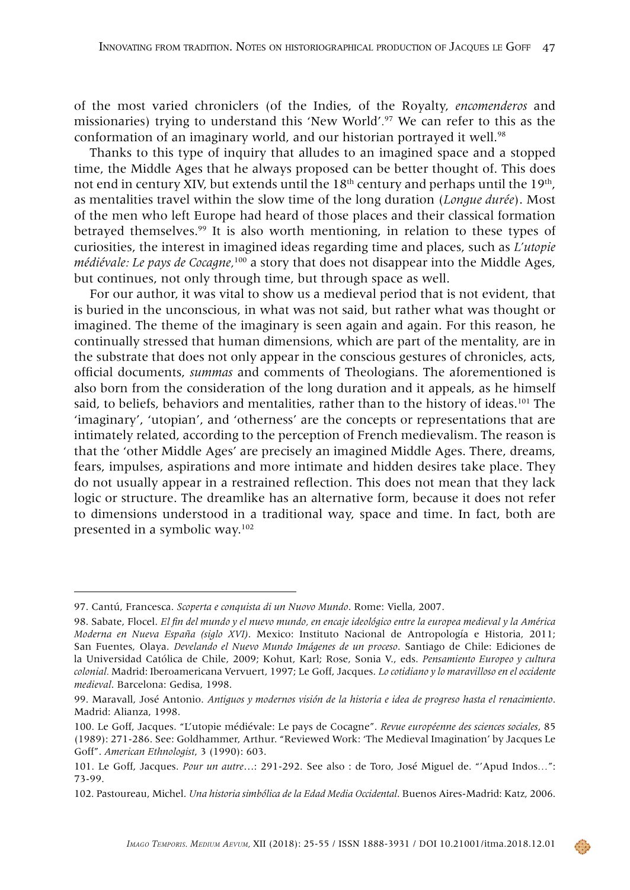of the most varied chroniclers (of the Indies, of the Royalty, *encomenderos* and missionaries) trying to understand this 'New World'.[97] We can refer to this as the conformation of an imaginary world, and our historian portrayed it well.[98]

Thanks to this type of inquiry that alludes to an imagined space and a stopped time, the Middle Ages that he always proposed can be better thought of. This does not end in century XIV, but extends until the 18th century and perhaps until the 19th, as mentalities travel within the slow time of the long duration (*Longue durée*). Most of the men who left Europe had heard of those places and their classical formation betrayed themselves.[99] It is also worth mentioning, in relation to these types of curiosities, the interest in imagined ideas regarding time and places, such as *L'utopie médiévale: Le pays de Cocagne,*[100] a story that does not disappear into the Middle Ages, but continues, not only through time, but through space as well.

For our author, it was vital to show us a medieval period that is not evident, that is buried in the unconscious, in what was not said, but rather what was thought or imagined. The theme of the imaginary is seen again and again. For this reason, he continually stressed that human dimensions, which are part of the mentality, are in the substrate that does not only appear in the conscious gestures of chronicles, acts, official documents, *summas* and comments of Theologians. The aforementioned is also born from the consideration of the long duration and it appeals, as he himself said, to beliefs, behaviors and mentalities, rather than to the history of ideas.[101] The 'imaginary', 'utopian', and 'otherness' are the concepts or representations that are intimately related, according to the perception of French medievalism. The reason is that the 'other Middle Ages' are precisely an imagined Middle Ages. There, dreams, fears, impulses, aspirations and more intimate and hidden desires take place. They do not usually appear in a restrained reflection. This does not mean that they lack logic or structure. The dreamlike has an alternative form, because it does not refer to dimensions understood in a traditional way, space and time. In fact, both are presented in a symbolic way.[102]

---

97. Cantú, Francesca. *Scoperta e conquista di un Nuovo Mundo*. Rome: Viella, 2007.

98. Sabate, Flocel. *El fin del mundo y el nuevo mundo, en encaje ideológico entre la europea medieval y la América Moderna en Nueva España (siglo XVI)*. Mexico: Instituto Nacional de Antropología e Historia, 2011; San Fuentes, Olaya. *Develando el Nuevo Mundo Imágenes de un proceso*. Santiago de Chile: Ediciones de la Universidad Católica de Chile, 2009; Kohut, Karl; Rose, Sonia V., eds. *Pensamiento Europeo y cultura colonial.* Madrid: Iberoamericana Vervuert, 1997; Le Goff, Jacques. *Lo cotidiano y lo maravilloso en el occidente medieval*. Barcelona: Gedisa, 1998.

99. Maravall, José Antonio. *Antiguos y modernos visión de la historia e idea de progreso hasta el renacimiento*. Madrid: Alianza, 1998.

100. Le Goff, Jacques. "L'utopie médiévale: Le pays de Cocagne". *Revue européenne des sciences sociales*, 85 (1989): 271-286. See: Goldhammer, Arthur. "Reviewed Work: 'The Medieval Imagination' by Jacques Le Goff". *American Ethnologist*, 3 (1990): 603.

101. Le Goff, Jacques. *Pour un autre*…: 291-292. See also : de Toro, José Miguel de. "'Apud Indos…": 73-99.

102. Pastoureau, Michel. *Una historia simbólica de la Edad Media Occidental*. Buenos Aires-Madrid: Katz, 2006.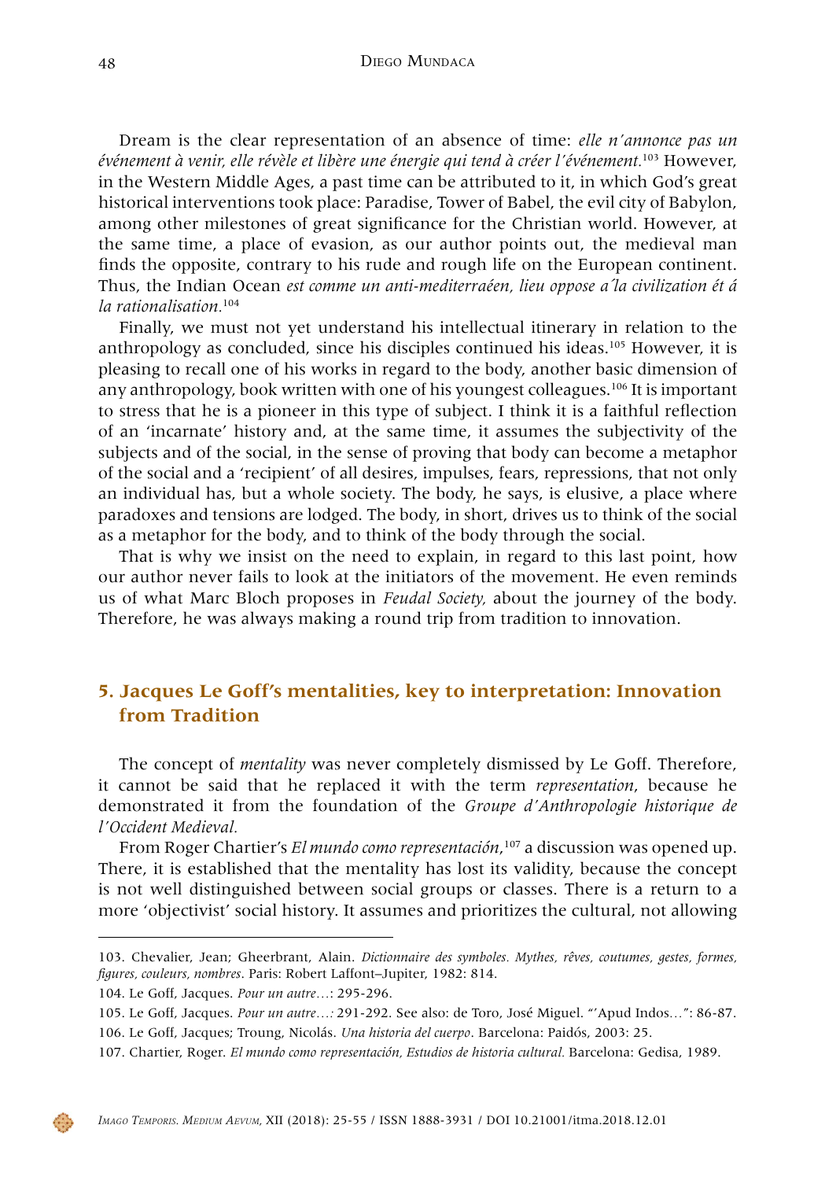Dream is the clear representation of an absence of time: *elle n'annonce pas un événement à venir, elle révèle et libère une énergie qui tend à créer l'événement.*[103] However, in the Western Middle Ages, a past time can be attributed to it, in which God's great historical interventions took place: Paradise, Tower of Babel, the evil city of Babylon, among other milestones of great significance for the Christian world. However, at the same time, a place of evasion, as our author points out, the medieval man finds the opposite, contrary to his rude and rough life on the European continent. Thus, the Indian Ocean *est comme un anti-mediterraéen, lieu oppose a´la civilization ét á la rationalisation.*[104]

Finally, we must not yet understand his intellectual itinerary in relation to the anthropology as concluded, since his disciples continued his ideas.[105] However, it is pleasing to recall one of his works in regard to the body, another basic dimension of any anthropology, book written with one of his youngest colleagues.[106] It is important to stress that he is a pioneer in this type of subject. I think it is a faithful reflection of an 'incarnate' history and, at the same time, it assumes the subjectivity of the subjects and of the social, in the sense of proving that body can become a metaphor of the social and a 'recipient' of all desires, impulses, fears, repressions, that not only an individual has, but a whole society. The body, he says, is elusive, a place where paradoxes and tensions are lodged. The body, in short, drives us to think of the social as a metaphor for the body, and to think of the body through the social.

That is why we insist on the need to explain, in regard to this last point, how our author never fails to look at the initiators of the movement. He even reminds us of what Marc Bloch proposes in *Feudal Society,* about the journey of the body. Therefore, he was always making a round trip from tradition to innovation.

## 5. Jacques Le Goff's mentalities, key to interpretation: Innovation from Tradition

The concept of *mentality* was never completely dismissed by Le Goff. Therefore, it cannot be said that he replaced it with the term *representation*, because he demonstrated it from the foundation of the *Groupe d'Anthropologie historique de l'Occident Medieval.*

From Roger Chartier's *El mundo como representación*,[107] a discussion was opened up. There, it is established that the mentality has lost its validity, because the concept is not well distinguished between social groups or classes. There is a return to a more 'objectivist' social history. It assumes and prioritizes the cultural, not allowing

---

103. Chevalier, Jean; Gheerbrant, Alain. *Dictionnaire des symboles. Mythes, rêves, coutumes, gestes, formes, figures, couleurs, nombres*. Paris: Robert Laffont–Jupiter, 1982: 814.

104. Le Goff, Jacques. *Pour un autre…*: 295-296.

105. Le Goff, Jacques. *Pour un autre…:* 291-292. See also: de Toro, José Miguel. "'Apud Indos…": 86-87.

106. Le Goff, Jacques; Troung, Nicolás. *Una historia del cuerpo*. Barcelona: Paidós, 2003: 25.

107. Chartier, Roger. *El mundo como representación, Estudios de historia cultural.* Barcelona: Gedisa, 1989.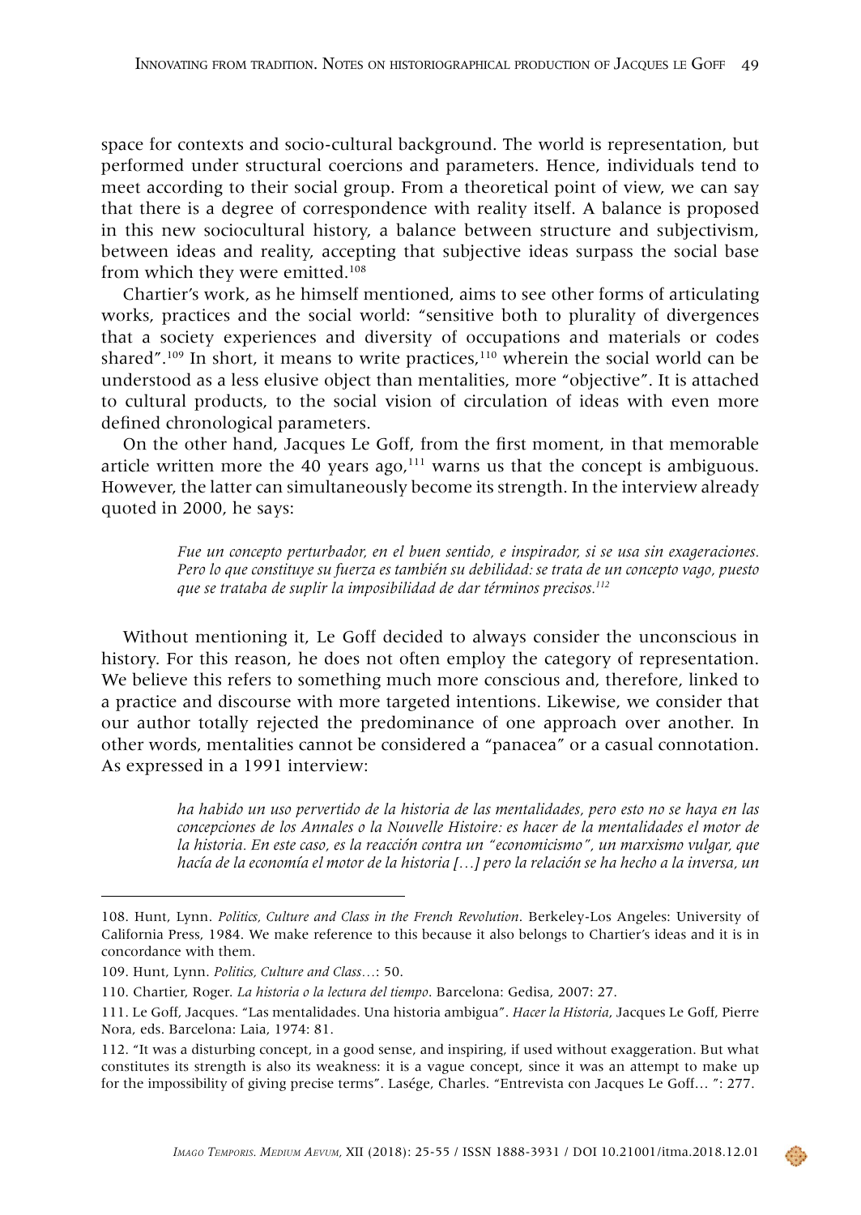space for contexts and socio-cultural background. The world is representation, but performed under structural coercions and parameters. Hence, individuals tend to meet according to their social group. From a theoretical point of view, we can say that there is a degree of correspondence with reality itself. A balance is proposed in this new sociocultural history, a balance between structure and subjectivism, between ideas and reality, accepting that subjective ideas surpass the social base from which they were emitted.[108]

Chartier's work, as he himself mentioned, aims to see other forms of articulating works, practices and the social world: "sensitive both to plurality of divergences that a society experiences and diversity of occupations and materials or codes shared".[109] In short, it means to write practices,[110] wherein the social world can be understood as a less elusive object than mentalities, more "objective". It is attached to cultural products, to the social vision of circulation of ideas with even more defined chronological parameters.

On the other hand, Jacques Le Goff, from the first moment, in that memorable article written more the 40 years ago,[111] warns us that the concept is ambiguous. However, the latter can simultaneously become its strength. In the interview already quoted in 2000, he says:

> *Fue un concepto perturbador, en el buen sentido, e inspirador, si se usa sin exageraciones. Pero lo que constituye su fuerza es también su debilidad: se trata de un concepto vago, puesto que se trataba de suplir la imposibilidad de dar términos precisos.*[112]

Without mentioning it, Le Goff decided to always consider the unconscious in history. For this reason, he does not often employ the category of representation. We believe this refers to something much more conscious and, therefore, linked to a practice and discourse with more targeted intentions. Likewise, we consider that our author totally rejected the predominance of one approach over another. In other words, mentalities cannot be considered a "panacea" or a casual connotation. As expressed in a 1991 interview:

> *ha habido un uso pervertido de la historia de las mentalidades, pero esto no se haya en las concepciones de los Annales o la Nouvelle Histoire: es hacer de la mentalidades el motor de la historia. En este caso, es la reacción contra un "economicismo", un marxismo vulgar, que hacía de la economía el motor de la historia […] pero la relación se ha hecho a la inversa, un*

---

108. Hunt, Lynn. *Politics, Culture and Class in the French Revolution*. Berkeley-Los Angeles: University of California Press, 1984. We make reference to this because it also belongs to Chartier's ideas and it is in concordance with them.

109. Hunt, Lynn. *Politics, Culture and Class*…: 50.

110. Chartier, Roger. *La historia o la lectura del tiempo*. Barcelona: Gedisa, 2007: 27.

111. Le Goff, Jacques. "Las mentalidades. Una historia ambigua". *Hacer la Historia*, Jacques Le Goff, Pierre Nora, eds. Barcelona: Laia, 1974: 81.

112. "It was a disturbing concept, in a good sense, and inspiring, if used without exaggeration. But what constitutes its strength is also its weakness: it is a vague concept, since it was an attempt to make up for the impossibility of giving precise terms". Laségue, Charles. "Entrevista con Jacques Le Goff… ": 277.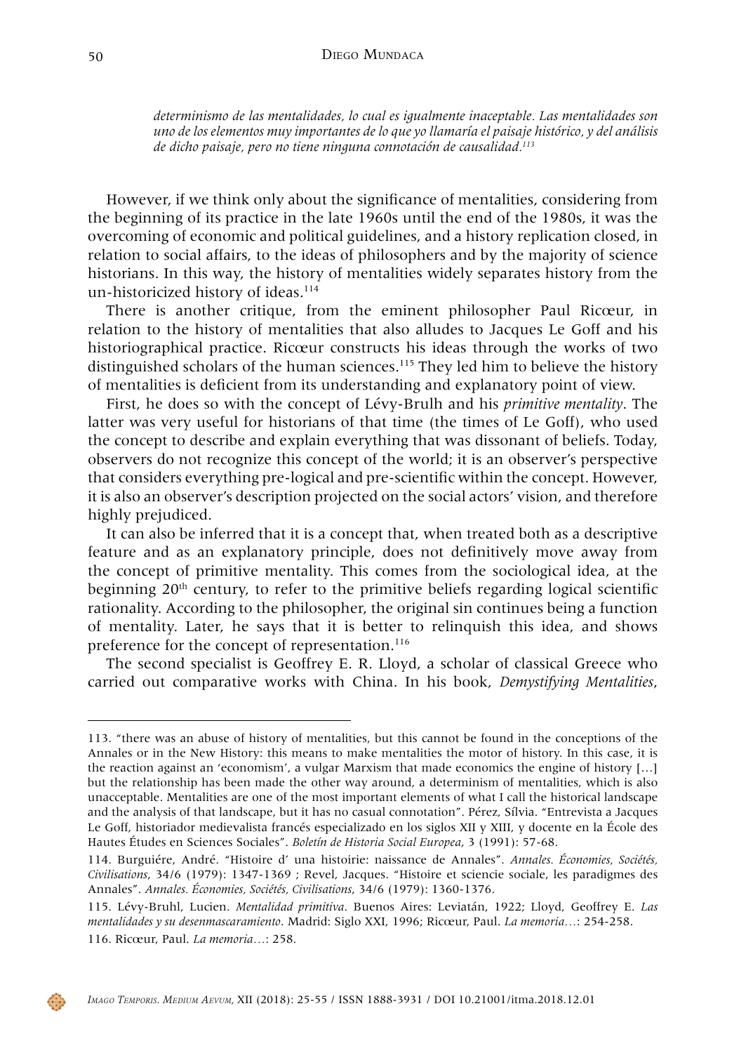*determinismo de las mentalidades, lo cual es igualmente inaceptable. Las mentalidades son uno de los elementos muy importantes de lo que yo llamaría el paisaje histórico, y del análisis de dicho paisaje, pero no tiene ninguna connotación de causalidad.*[113]

However, if we think only about the significance of mentalities, considering from the beginning of its practice in the late 1960s until the end of the 1980s, it was the overcoming of economic and political guidelines, and a history replication closed, in relation to social affairs, to the ideas of philosophers and by the majority of science historians. In this way, the history of mentalities widely separates history from the un-historicized history of ideas.[114]

There is another critique, from the eminent philosopher Paul Ricœur, in relation to the history of mentalities that also alludes to Jacques Le Goff and his historiographical practice. Ricœur constructs his ideas through the works of two distinguished scholars of the human sciences.[115] They led him to believe the history of mentalities is deficient from its understanding and explanatory point of view.

First, he does so with the concept of Lévy-Brulh and his *primitive mentality*. The latter was very useful for historians of that time (the times of Le Goff), who used the concept to describe and explain everything that was dissonant of beliefs. Today, observers do not recognize this concept of the world; it is an observer's perspective that considers everything pre-logical and pre-scientific within the concept. However, it is also an observer's description projected on the social actors' vision, and therefore highly prejudiced.

It can also be inferred that it is a concept that, when treated both as a descriptive feature and as an explanatory principle, does not definitively move away from the concept of primitive mentality. This comes from the sociological idea, at the beginning 20th century, to refer to the primitive beliefs regarding logical scientific rationality. According to the philosopher, the original sin continues being a function of mentality. Later, he says that it is better to relinquish this idea, and shows preference for the concept of representation.[116]

The second specialist is Geoffrey E. R. Lloyd, a scholar of classical Greece who carried out comparative works with China. In his book, *Demystifying Mentalities*,

---

113. "there was an abuse of history of mentalities, but this cannot be found in the conceptions of the Annales or in the New History: this means to make mentalities the motor of History. In this case, it is the reaction against an 'economism', a vulgar Marxism that made economics the engine of history […] but the relationship has been made the other way around, a determinism of mentalities, which is also unacceptable. Mentalities are one of the most important elements of what I call the historical landscape and the analysis of that landscape, but it has no casual connotation". Pérez, Sílvia. "Entrevista a Jacques Le Goff, historiador medievalista francés especializado en los siglos XII y XIII, y docente en la École des Hautes Études en Sciences Sociales". *Boletín de Historia Social Europea*, 3 (1991): 57-68.

114. Burguiére, André. "Histoire d' una histoirie: naissance de Annales". *Annales. Économies, Sociétés, Civilisations*, 34/6 (1979): 1347-1369 ; Revel, Jacques. "Histoire et sciencie sociale, les paradigmes des Annales". *Annales. Économies, Sociétés, Civilisations*, 34/6 (1979): 1360-1376.

115. Lévy-Bruhl, Lucien. *Mentalidad primitiva*. Buenos Aires: Leviatán, 1922; Lloyd, Geoffrey E. *Las mentalidades y su desenmascaramiento*. Madrid: Siglo XXI, 1996; Ricœur, Paul. *La memoria…*: 254-258.

116. Ricœur, Paul. *La memoria…*: 258.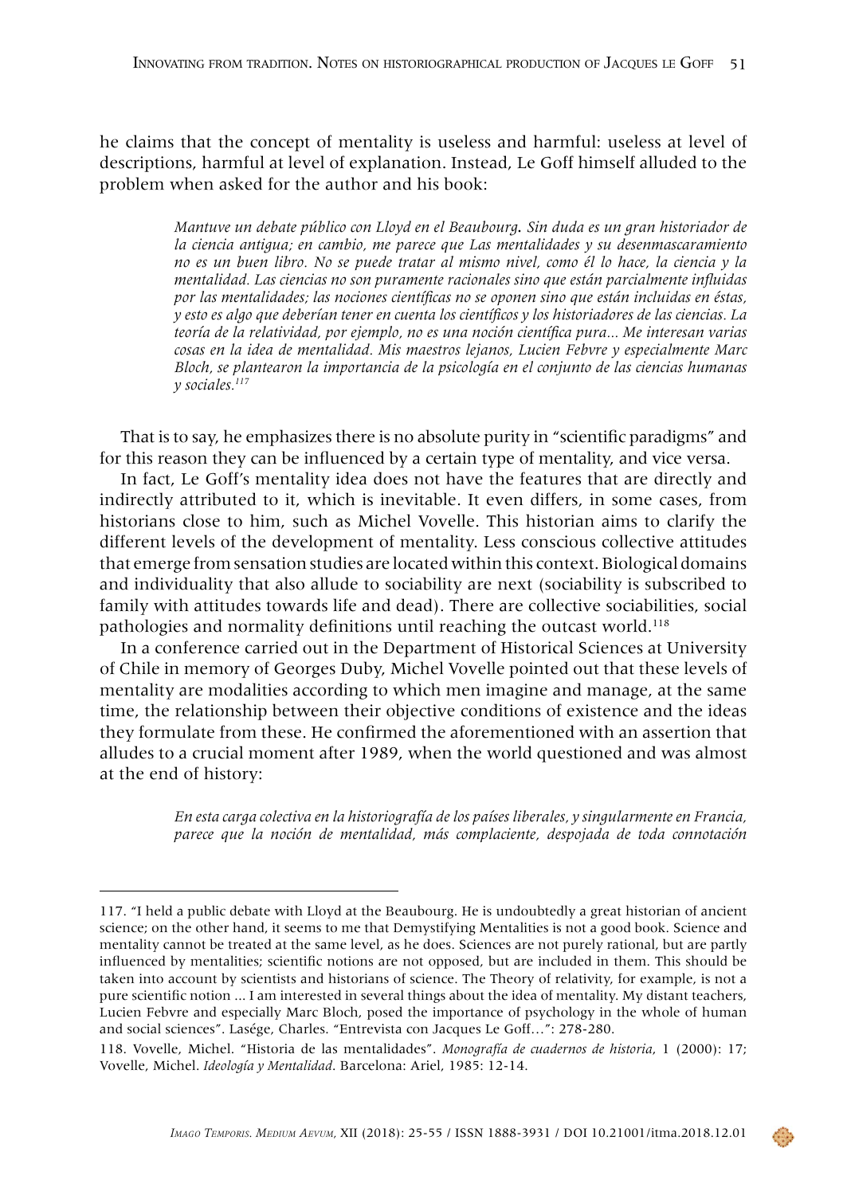he claims that the concept of mentality is useless and harmful: useless at level of descriptions, harmful at level of explanation. Instead, Le Goff himself alluded to the problem when asked for the author and his book:

> *Mantuve un debate público con Lloyd en el Beaubourg. Sin duda es un gran historiador de la ciencia antigua; en cambio, me parece que Las mentalidades y su desenmascaramiento no es un buen libro. No se puede tratar al mismo nivel, como él lo hace, la ciencia y la mentalidad. Las ciencias no son puramente racionales sino que están parcialmente influidas por las mentalidades; las nociones científicas no se oponen sino que están incluidas en éstas, y esto es algo que deberían tener en cuenta los científicos y los historiadores de las ciencias. La teoría de la relatividad, por ejemplo, no es una noción científica pura... Me interesan varias cosas en la idea de mentalidad. Mis maestros lejanos, Lucien Febvre y especialmente Marc Bloch, se plantearon la importancia de la psicología en el conjunto de las ciencias humanas y sociales.*[117]

That is to say, he emphasizes there is no absolute purity in "scientific paradigms" and for this reason they can be influenced by a certain type of mentality, and vice versa.

In fact, Le Goff's mentality idea does not have the features that are directly and indirectly attributed to it, which is inevitable. It even differs, in some cases, from historians close to him, such as Michel Vovelle. This historian aims to clarify the different levels of the development of mentality. Less conscious collective attitudes that emerge from sensation studies are located within this context. Biological domains and individuality that also allude to sociability are next (sociability is subscribed to family with attitudes towards life and dead). There are collective sociabilities, social pathologies and normality definitions until reaching the outcast world.[118]

In a conference carried out in the Department of Historical Sciences at University of Chile in memory of Georges Duby, Michel Vovelle pointed out that these levels of mentality are modalities according to which men imagine and manage, at the same time, the relationship between their objective conditions of existence and the ideas they formulate from these. He confirmed the aforementioned with an assertion that alludes to a crucial moment after 1989, when the world questioned and was almost at the end of history:

> *En esta carga colectiva en la historiografía de los países liberales, y singularmente en Francia, parece que la noción de mentalidad, más complaciente, despojada de toda connotación*

---

117. "I held a public debate with Lloyd at the Beaubourg. He is undoubtedly a great historian of ancient science; on the other hand, it seems to me that Demystifying Mentalities is not a good book. Science and mentality cannot be treated at the same level, as he does. Sciences are not purely rational, but are partly influenced by mentalities; scientific notions are not opposed, but are included in them. This should be taken into account by scientists and historians of science. The Theory of relativity, for example, is not a pure scientific notion ... I am interested in several things about the idea of mentality. My distant teachers, Lucien Febvre and especially Marc Bloch, posed the importance of psychology in the whole of human and social sciences". Lasége, Charles. "Entrevista con Jacques Le Goff…": 278-280.

118. Vovelle, Michel. "Historia de las mentalidades". *Monografía de cuadernos de historia*, 1 (2000): 17; Vovelle, Michel. *Ideología y Mentalidad*. Barcelona: Ariel, 1985: 12-14.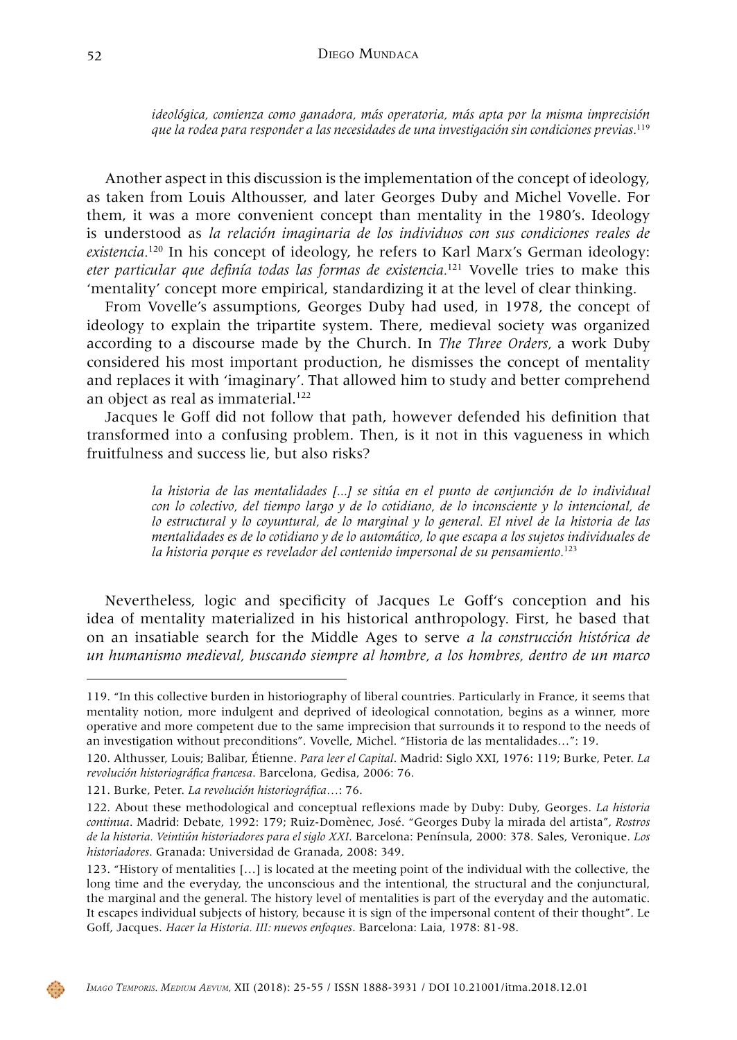*ideológica, comienza como ganadora, más operatoria, más apta por la misma imprecisión que la rodea para responder a las necesidades de una investigación sin condiciones previas.*[119]

Another aspect in this discussion is the implementation of the concept of ideology, as taken from Louis Althousser, and later Georges Duby and Michel Vovelle. For them, it was a more convenient concept than mentality in the 1980's. Ideology is understood as *la relación imaginaria de los individuos con sus condiciones reales de existencia.*[120] In his concept of ideology, he refers to Karl Marx's German ideology: *eter particular que definía todas las formas de existencia.*[121] Vovelle tries to make this 'mentality' concept more empirical, standardizing it at the level of clear thinking.

From Vovelle's assumptions, Georges Duby had used, in 1978, the concept of ideology to explain the tripartite system. There, medieval society was organized according to a discourse made by the Church. In *The Three Orders*, a work Duby considered his most important production, he dismisses the concept of mentality and replaces it with 'imaginary'. That allowed him to study and better comprehend an object as real as immaterial.[122]

Jacques le Goff did not follow that path, however defended his definition that transformed into a confusing problem. Then, is it not in this vagueness in which fruitfulness and success lie, but also risks?

> *la historia de las mentalidades [...] se sitúa en el punto de conjunción de lo individual con lo colectivo, del tiempo largo y de lo cotidiano, de lo inconsciente y lo intencional, de lo estructural y lo coyuntural, de lo marginal y lo general. El nivel de la historia de las mentalidades es de lo cotidiano y de lo automático, lo que escapa a los sujetos individuales de la historia porque es revelador del contenido impersonal de su pensamiento.*[123]

Nevertheless, logic and specificity of Jacques Le Goff's conception and his idea of mentality materialized in his historical anthropology. First, he based that on an insatiable search for the Middle Ages to serve *a la construcción histórica de un humanismo medieval, buscando siempre al hombre, a los hombres, dentro de un marco*

---

119. "In this collective burden in historiography of liberal countries. Particularly in France, it seems that mentality notion, more indulgent and deprived of ideological connotation, begins as a winner, more operative and more competent due to the same imprecision that surrounds it to respond to the needs of an investigation without preconditions". Vovelle, Michel. "Historia de las mentalidades…": 19.

120. Althusser, Louis; Balibar, Étienne. *Para leer el Capital*. Madrid: Siglo XXI, 1976: 119; Burke, Peter. *La revolución historiográfica francesa*. Barcelona, Gedisa, 2006: 76.

121. Burke, Peter. *La revolución historiográfica*…: 76.

122. About these methodological and conceptual reflexions made by Duby: Duby, Georges. *La historia continua*. Madrid: Debate, 1992: 179; Ruiz-Domènec, José. "Georges Duby la mirada del artista", *Rostros de la historia. Veintiún historiadores para el siglo XXI*. Barcelona: Península, 2000: 378. Sales, Veronique. *Los historiadores*. Granada: Universidad de Granada, 2008: 349.

123. "History of mentalities […] is located at the meeting point of the individual with the collective, the long time and the everyday, the unconscious and the intentional, the structural and the conjunctural, the marginal and the general. The history level of mentalities is part of the everyday and the automatic. It escapes individual subjects of history, because it is sign of the impersonal content of their thought". Le Goff, Jacques. *Hacer la Historia. III: nuevos enfoques*. Barcelona: Laia, 1978: 81-98.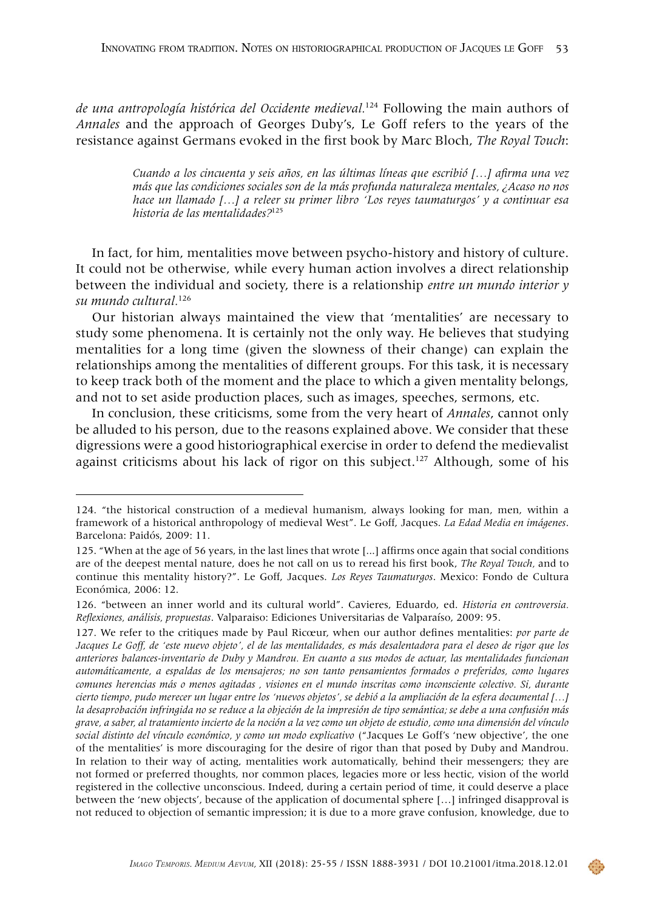*de una antropología histórica del Occidente medieval.*[124] Following the main authors of *Annales* and the approach of Georges Duby's, Le Goff refers to the years of the resistance against Germans evoked in the first book by Marc Bloch, *The Royal Touch*:

> *Cuando a los cincuenta y seis años, en las últimas líneas que escribió […] afirma una vez más que las condiciones sociales son de la más profunda naturaleza mentales, ¿Acaso no nos hace un llamado […] a releer su primer libro 'Los reyes taumaturgos' y a continuar esa historia de las mentalidades?*[125]

In fact, for him, mentalities move between psycho-history and history of culture. It could not be otherwise, while every human action involves a direct relationship between the individual and society, there is a relationship *entre un mundo interior y su mundo cultural.*[126]

Our historian always maintained the view that 'mentalities' are necessary to study some phenomena. It is certainly not the only way. He believes that studying mentalities for a long time (given the slowness of their change) can explain the relationships among the mentalities of different groups. For this task, it is necessary to keep track both of the moment and the place to which a given mentality belongs, and not to set aside production places, such as images, speeches, sermons, etc.

In conclusion, these criticisms, some from the very heart of *Annales*, cannot only be alluded to his person, due to the reasons explained above. We consider that these digressions were a good historiographical exercise in order to defend the medievalist against criticisms about his lack of rigor on this subject.[127] Although, some of his

---

124. "the historical construction of a medieval humanism, always looking for man, men, within a framework of a historical anthropology of medieval West". Le Goff, Jacques. *La Edad Media en imágenes*. Barcelona: Paidós, 2009: 11.

125. "When at the age of 56 years, in the last lines that wrote [...] affirms once again that social conditions are of the deepest mental nature, does he not call on us to reread his first book, *The Royal Touch*, and to continue this mentality history?". Le Goff, Jacques. *Los Reyes Taumaturgos*. Mexico: Fondo de Cultura Económica, 2006: 12.

126. "between an inner world and its cultural world". Cavieres, Eduardo, ed. *Historia en controversia. Reflexiones, análisis, propuestas*. Valparaiso: Ediciones Universitarias de Valparaíso, 2009: 95.

127. We refer to the critiques made by Paul Ricœur, when our author defines mentalities: *por parte de Jacques Le Goff, de 'este nuevo objeto', el de las mentalidades, es más desalentadora para el deseo de rigor que los anteriores balances-inventario de Duby y Mandrou. En cuanto a sus modos de actuar, las mentalidades funcionan automáticamente, a espaldas de los mensajeros; no son tanto pensamientos formados o preferidos, como lugares comunes herencias más o menos agitadas , visiones en el mundo inscritas como inconsciente colectivo. Si, durante cierto tiempo, pudo merecer un lugar entre los 'nuevos objetos', se debió a la ampliación de la esfera documental […] la desaprobación infringida no se reduce a la objeción de la impresión de tipo semántica; se debe a una confusión más grave, a saber, al tratamiento incierto de la noción a la vez como un objeto de estudio, como una dimensión del vínculo social distinto del vínculo económico, y como un modo explicativo* ("Jacques Le Goff's 'new objective', the one of the mentalities' is more discouraging for the desire of rigor than that posed by Duby and Mandrou. In relation to their way of acting, mentalities work automatically, behind their messengers; they are not formed or preferred thoughts, nor common places, legacies more or less hectic, vision of the world registered in the collective unconscious. Indeed, during a certain period of time, it could deserve a place between the 'new objects', because of the application of documental sphere […] infringed disapproval is not reduced to objection of semantic impression; it is due to a more grave confusion, knowledge, due to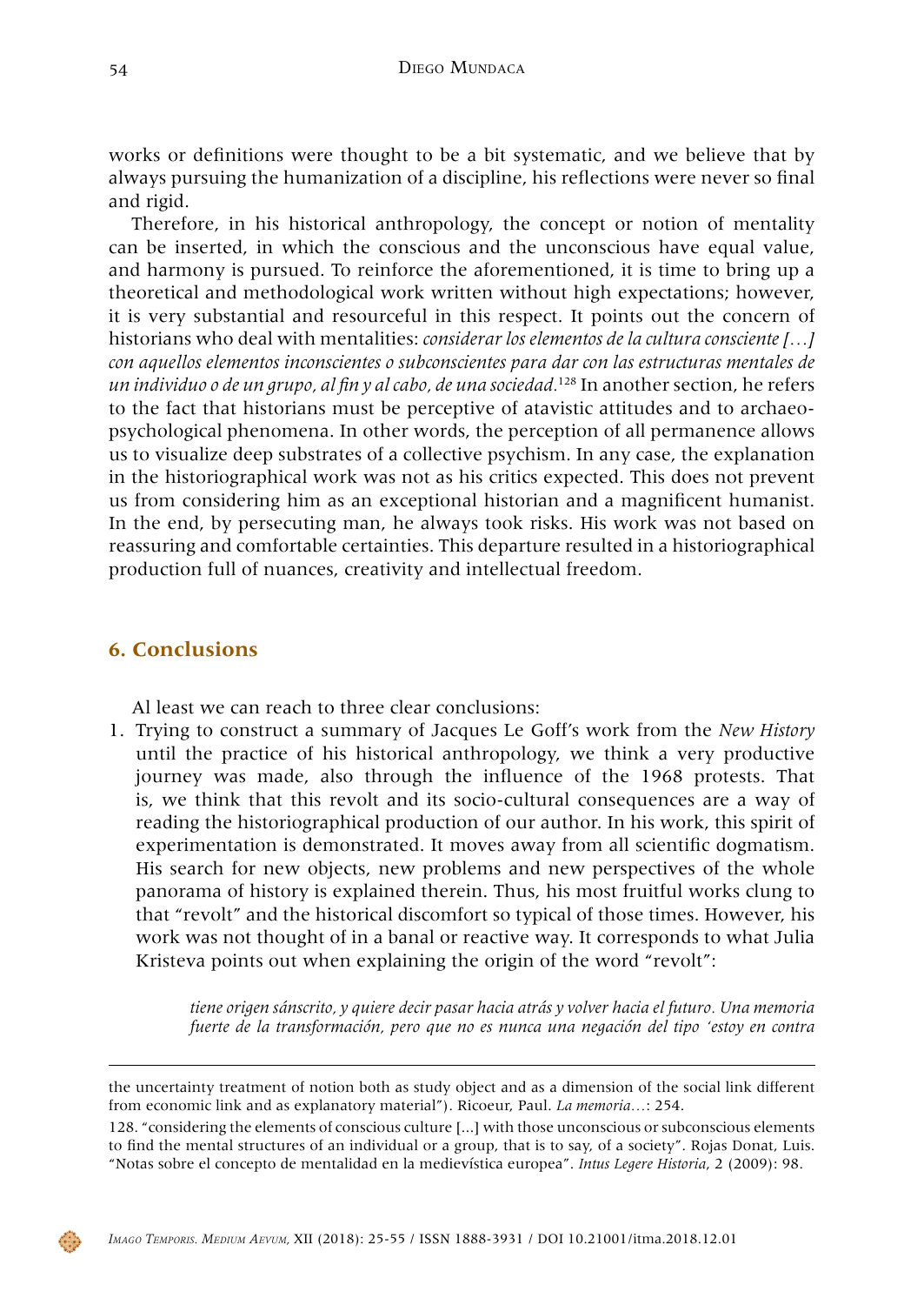works or definitions were thought to be a bit systematic, and we believe that by always pursuing the humanization of a discipline, his reflections were never so final and rigid.

Therefore, in his historical anthropology, the concept or notion of mentality can be inserted, in which the conscious and the unconscious have equal value, and harmony is pursued. To reinforce the aforementioned, it is time to bring up a theoretical and methodological work written without high expectations; however, it is very substantial and resourceful in this respect. It points out the concern of historians who deal with mentalities: *considerar los elementos de la cultura consciente […] con aquellos elementos inconscientes o subconscientes para dar con las estructuras mentales de un individuo o de un grupo, al fin y al cabo, de una sociedad.*[128] In another section, he refers to the fact that historians must be perceptive of atavistic attitudes and to archaeo-psychological phenomena. In other words, the perception of all permanence allows us to visualize deep substrates of a collective psychism. In any case, the explanation in the historiographical work was not as his critics expected. This does not prevent us from considering him as an exceptional historian and a magnificent humanist. In the end, by persecuting man, he always took risks. His work was not based on reassuring and comfortable certainties. This departure resulted in a historiographical production full of nuances, creativity and intellectual freedom.

## 6. Conclusions

Al least we can reach to three clear conclusions:

1. Trying to construct a summary of Jacques Le Goff's work from the *New History* until the practice of his historical anthropology, we think a very productive journey was made, also through the influence of the 1968 protests. That is, we think that this revolt and its socio-cultural consequences are a way of reading the historiographical production of our author. In his work, this spirit of experimentation is demonstrated. It moves away from all scientific dogmatism. His search for new objects, new problems and new perspectives of the whole panorama of history is explained therein. Thus, his most fruitful works clung to that "revolt" and the historical discomfort so typical of those times. However, his work was not thought of in a banal or reactive way. It corresponds to what Julia Kristeva points out when explaining the origin of the word "revolt":

   > *tiene origen sánscrito, y quiere decir pasar hacia atrás y volver hacia el futuro. Una memoria fuerte de la transformación, pero que no es nunca una negación del tipo 'estoy en contra*

---

the uncertainty treatment of notion both as study object and as a dimension of the social link different from economic link and as explanatory material"). Ricoeur, Paul. *La memoria…*: 254.

128. "considering the elements of conscious culture [...] with those unconscious or subconscious elements to find the mental structures of an individual or a group, that is to say, of a society". Rojas Donat, Luis. "Notas sobre el concepto de mentalidad en la medievística europea". *Intus Legere Historia*, 2 (2009): 98.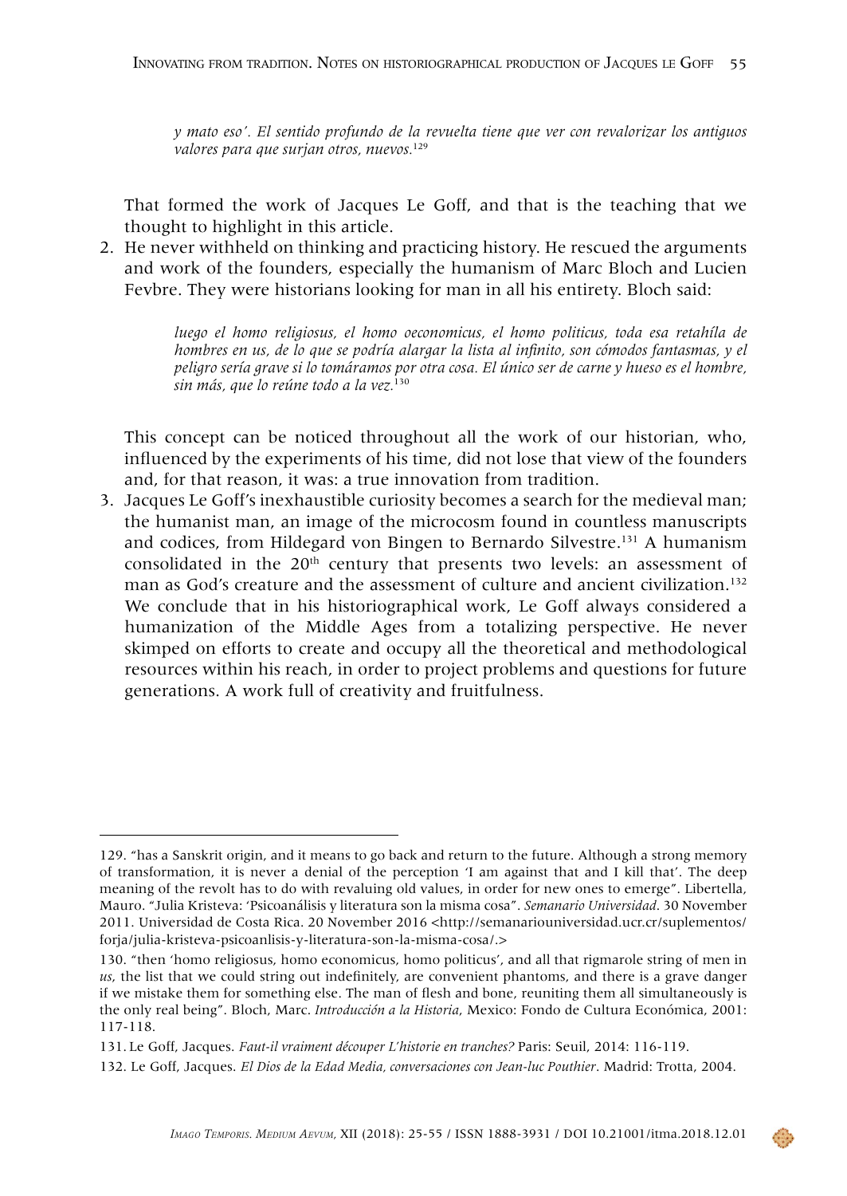> *y mato eso'. El sentido profundo de la revuelta tiene que ver con revalorizar los antiguos valores para que surjan otros, nuevos.*[129]

That formed the work of Jacques Le Goff, and that is the teaching that we thought to highlight in this article.

2. He never withheld on thinking and practicing history. He rescued the arguments and work of the founders, especially the humanism of Marc Bloch and Lucien Fevbre. They were historians looking for man in all his entirety. Bloch said:

> *luego el homo religiosus, el homo oeconomicus, el homo politicus, toda esa retahíla de hombres en us, de lo que se podría alargar la lista al infinito, son cómodos fantasmas, y el peligro sería grave si lo tomáramos por otra cosa. El único ser de carne y hueso es el hombre, sin más, que lo reúne todo a la vez.*[130]

This concept can be noticed throughout all the work of our historian, who, influenced by the experiments of his time, did not lose that view of the founders and, for that reason, it was: a true innovation from tradition.

3. Jacques Le Goff's inexhaustible curiosity becomes a search for the medieval man; the humanist man, an image of the microcosm found in countless manuscripts and codices, from Hildegard von Bingen to Bernardo Silvestre.[131] A humanism consolidated in the 20th century that presents two levels: an assessment of man as God's creature and the assessment of culture and ancient civilization.[132] We conclude that in his historiographical work, Le Goff always considered a humanization of the Middle Ages from a totalizing perspective. He never skimped on efforts to create and occupy all the theoretical and methodological resources within his reach, in order to project problems and questions for future generations. A work full of creativity and fruitfulness.

---

129. "has a Sanskrit origin, and it means to go back and return to the future. Although a strong memory of transformation, it is never a denial of the perception 'I am against that and I kill that'. The deep meaning of the revolt has to do with revaluing old values, in order for new ones to emerge". Libertella, Mauro. "Julia Kristeva: 'Psicoanálisis y literatura son la misma cosa'". *Semanario Universidad*. 30 November 2011. Universidad de Costa Rica. 20 November 2016 <http://semanariouniversidad.ucr.cr/suplementos/forja/julia-kristeva-psicoanlisis-y-literatura-son-la-misma-cosa/.>

130. "then 'homo religiosus, homo economicus, homo politicus', and all that rigmarole string of men in *us*, the list that we could string out indefinitely, are convenient phantoms, and there is a grave danger if we mistake them for something else. The man of flesh and bone, reuniting them all simultaneously is the only real being". Bloch, Marc. *Introducción a la Historia*, Mexico: Fondo de Cultura Económica, 2001: 117-118.

131. Le Goff, Jacques. *Faut-il vraiment découper L'historie en tranches?* Paris: Seuil, 2014: 116-119.

132. Le Goff, Jacques. *El Dios de la Edad Media, conversaciones con Jean-luc Pouthier*. Madrid: Trotta, 2004.